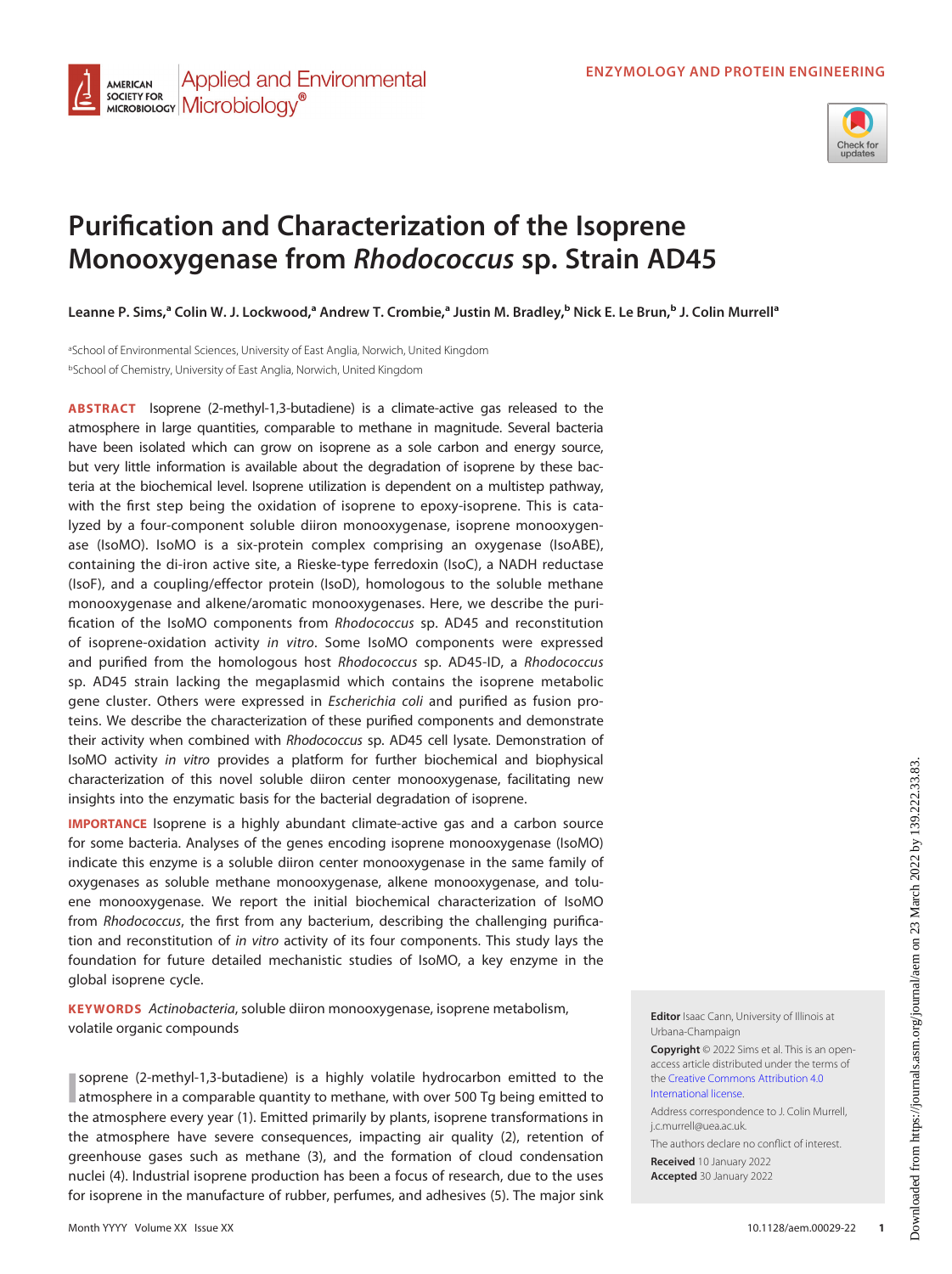ENZYMOLOGY AND PROTEIN ENGINEERING

# Purification and Characterization of the Isoprene Monooxygenase from *Rhodococcus* sp. Strain AD45

**Leanne P. Sims,[a] Colin W. J. Lockwood,[a] Andrew T. Crombie,[a] Justin M. Bradley,[b] Nick E. Le Brun,[b] J. Colin Murrell[a]**

[a]School of Environmental Sciences, University of East Anglia, Norwich, United Kingdom
[b]School of Chemistry, University of East Anglia, Norwich, United Kingdom

**ABSTRACT** Isoprene (2-methyl-1,3-butadiene) is a climate-active gas released to the atmosphere in large quantities, comparable to methane in magnitude. Several bacteria have been isolated which can grow on isoprene as a sole carbon and energy source, but very little information is available about the degradation of isoprene by these bacteria at the biochemical level. Isoprene utilization is dependent on a multistep pathway, with the first step being the oxidation of isoprene to epoxy-isoprene. This is catalyzed by a four-component soluble diiron monooxygenase, isoprene monooxygenase (IsoMO). IsoMO is a six-protein complex comprising an oxygenase (IsoABE), containing the di-iron active site, a Rieske-type ferredoxin (IsoC), a NADH reductase (IsoF), and a coupling/effector protein (IsoD), homologous to the soluble methane monooxygenase and alkene/aromatic monooxygenases. Here, we describe the purification of the IsoMO components from *Rhodococcus* sp. AD45 and reconstitution of isoprene-oxidation activity *in vitro*. Some IsoMO components were expressed and purified from the homologous host *Rhodococcus* sp. AD45-ID, a *Rhodococcus* sp. AD45 strain lacking the megaplasmid which contains the isoprene metabolic gene cluster. Others were expressed in *Escherichia coli* and purified as fusion proteins. We describe the characterization of these purified components and demonstrate their activity when combined with *Rhodococcus* sp. AD45 cell lysate. Demonstration of IsoMO activity *in vitro* provides a platform for further biochemical and biophysical characterization of this novel soluble diiron center monooxygenase, facilitating new insights into the enzymatic basis for the bacterial degradation of isoprene.

**IMPORTANCE** Isoprene is a highly abundant climate-active gas and a carbon source for some bacteria. Analyses of the genes encoding isoprene monooxygenase (IsoMO) indicate this enzyme is a soluble diiron center monooxygenase in the same family of oxygenases as soluble methane monooxygenase, alkene monooxygenase, and toluene monooxygenase. We report the initial biochemical characterization of IsoMO from *Rhodococcus*, the first from any bacterium, describing the challenging purification and reconstitution of *in vitro* activity of its four components. This study lays the foundation for future detailed mechanistic studies of IsoMO, a key enzyme in the global isoprene cycle.

**KEYWORDS** *Actinobacteria*, soluble diiron monooxygenase, isoprene metabolism, volatile organic compounds

Isoprene (2-methyl-1,3-butadiene) is a highly volatile hydrocarbon emitted to the atmosphere in a comparable quantity to methane, with over 500 Tg being emitted to the atmosphere every year (1). Emitted primarily by plants, isoprene transformations in the atmosphere have severe consequences, impacting air quality (2), retention of greenhouse gases such as methane (3), and the formation of cloud condensation nuclei (4). Industrial isoprene production has been a focus of research, due to the uses for isoprene in the manufacture of rubber, perfumes, and adhesives (5). The major sink

**Editor** Isaac Cann, University of Illinois at Urbana-Champaign

**Copyright** © 2022 Sims et al. This is an open-access article distributed under the terms of the Creative Commons Attribution 4.0 International license.

Address correspondence to J. Colin Murrell, j.c.murrell@uea.ac.uk.

The authors declare no conflict of interest.

**Received** 10 January 2022
**Accepted** 30 January 2022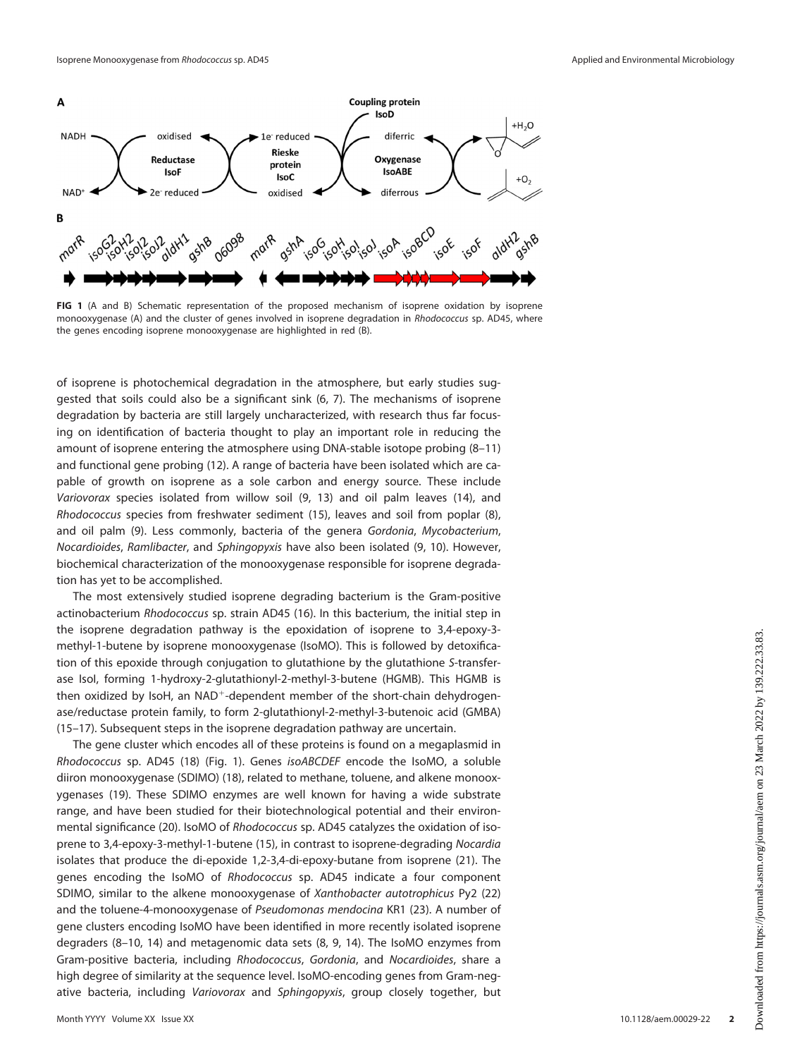**FIG 1** (A and B) Schematic representation of the proposed mechanism of isoprene oxidation by isoprene monooxygenase (A) and the cluster of genes involved in isoprene degradation in *Rhodococcus* sp. AD45, where the genes encoding isoprene monooxygenase are highlighted in red (B).

of isoprene is photochemical degradation in the atmosphere, but early studies suggested that soils could also be a significant sink (6, 7). The mechanisms of isoprene degradation by bacteria are still largely uncharacterized, with research thus far focusing on identification of bacteria thought to play an important role in reducing the amount of isoprene entering the atmosphere using DNA-stable isotope probing (8–11) and functional gene probing (12). A range of bacteria have been isolated which are capable of growth on isoprene as a sole carbon and energy source. These include *Variovorax* species isolated from willow soil (9, 13) and oil palm leaves (14), and *Rhodococcus* species from freshwater sediment (15), leaves and soil from poplar (8), and oil palm (9). Less commonly, bacteria of the genera *Gordonia*, *Mycobacterium*, *Nocardioides*, *Ramlibacter*, and *Sphingopyxis* have also been isolated (9, 10). However, biochemical characterization of the monooxygenase responsible for isoprene degradation has yet to be accomplished.

The most extensively studied isoprene degrading bacterium is the Gram-positive actinobacterium *Rhodococcus* sp. strain AD45 (16). In this bacterium, the initial step in the isoprene degradation pathway is the epoxidation of isoprene to 3,4-epoxy-3-methyl-1-butene by isoprene monooxygenase (IsoMO). This is followed by detoxification of this epoxide through conjugation to glutathione by the glutathione *S*-transferase IsoI, forming 1-hydroxy-2-glutathionyl-2-methyl-3-butene (HGMB). This HGMB is then oxidized by IsoH, an $NAD^+$-dependent member of the short-chain dehydrogenase/reductase protein family, to form 2-glutathionyl-2-methyl-3-butenoic acid (GMBA) (15–17). Subsequent steps in the isoprene degradation pathway are uncertain.

The gene cluster which encodes all of these proteins is found on a megaplasmid in *Rhodococcus* sp. AD45 (18) (Fig. 1). Genes *isoABCDEF* encode the IsoMO, a soluble diiron monooxygenase (SDIMO) (18), related to methane, toluene, and alkene monooxygenases (19). These SDIMO enzymes are well known for having a wide substrate range, and have been studied for their biotechnological potential and their environmental significance (20). IsoMO of *Rhodococcus* sp. AD45 catalyzes the oxidation of isoprene to 3,4-epoxy-3-methyl-1-butene (15), in contrast to isoprene-degrading *Nocardia* isolates that produce the di-epoxide 1,2-3,4-di-epoxy-butane from isoprene (21). The genes encoding the IsoMO of *Rhodococcus* sp. AD45 indicate a four component SDIMO, similar to the alkene monooxygenase of *Xanthobacter autotrophicus* Py2 (22) and the toluene-4-monooxygenase of *Pseudomonas mendocina* KR1 (23). A number of gene clusters encoding IsoMO have been identified in more recently isolated isoprene degraders (8–10, 14) and metagenomic data sets (8, 9, 14). The IsoMO enzymes from Gram-positive bacteria, including *Rhodococcus*, *Gordonia*, and *Nocardioides*, share a high degree of similarity at the sequence level. IsoMO-encoding genes from Gram-negative bacteria, including *Variovorax* and *Sphingopyxis*, group closely together, but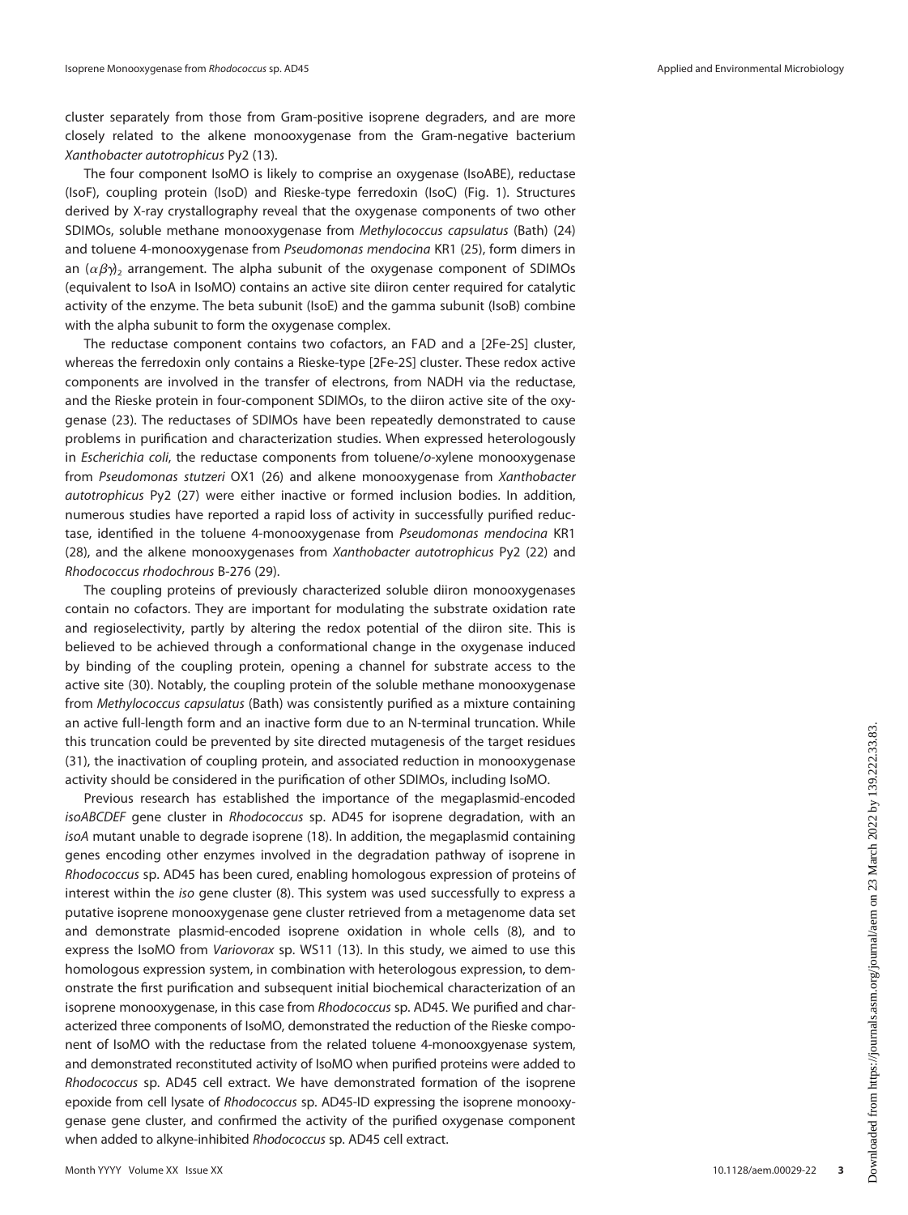cluster separately from those from Gram-positive isoprene degraders, and are more closely related to the alkene monooxygenase from the Gram-negative bacterium *Xanthobacter autotrophicus* Py2 (13).

The four component IsoMO is likely to comprise an oxygenase (IsoABE), reductase (IsoF), coupling protein (IsoD) and Rieske-type ferredoxin (IsoC) (Fig. 1). Structures derived by X-ray crystallography reveal that the oxygenase components of two other SDIMOs, soluble methane monooxygenase from *Methylococcus capsulatus* (Bath) (24) and toluene 4-monooxygenase from *Pseudomonas mendocina* KR1 (25), form dimers in an $(\alpha\beta\gamma)_2$ arrangement. The alpha subunit of the oxygenase component of SDIMOs (equivalent to IsoA in IsoMO) contains an active site diiron center required for catalytic activity of the enzyme. The beta subunit (IsoE) and the gamma subunit (IsoB) combine with the alpha subunit to form the oxygenase complex.

The reductase component contains two cofactors, an FAD and a [2Fe-2S] cluster, whereas the ferredoxin only contains a Rieske-type [2Fe-2S] cluster. These redox active components are involved in the transfer of electrons, from NADH via the reductase, and the Rieske protein in four-component SDIMOs, to the diiron active site of the oxygenase (23). The reductases of SDIMOs have been repeatedly demonstrated to cause problems in purification and characterization studies. When expressed heterologously in *Escherichia coli*, the reductase components from toluene/*o*-xylene monooxygenase from *Pseudomonas stutzeri* OX1 (26) and alkene monooxygenase from *Xanthobacter autotrophicus* Py2 (27) were either inactive or formed inclusion bodies. In addition, numerous studies have reported a rapid loss of activity in successfully purified reductase, identified in the toluene 4-monooxygenase from *Pseudomonas mendocina* KR1 (28), and the alkene monooxygenases from *Xanthobacter autotrophicus* Py2 (22) and *Rhodococcus rhodochrous* B-276 (29).

The coupling proteins of previously characterized soluble diiron monooxygenases contain no cofactors. They are important for modulating the substrate oxidation rate and regioselectivity, partly by altering the redox potential of the diiron site. This is believed to be achieved through a conformational change in the oxygenase induced by binding of the coupling protein, opening a channel for substrate access to the active site (30). Notably, the coupling protein of the soluble methane monooxygenase from *Methylococcus capsulatus* (Bath) was consistently purified as a mixture containing an active full-length form and an inactive form due to an N-terminal truncation. While this truncation could be prevented by site directed mutagenesis of the target residues (31), the inactivation of coupling protein, and associated reduction in monooxygenase activity should be considered in the purification of other SDIMOs, including IsoMO.

Previous research has established the importance of the megaplasmid-encoded *isoABCDEF* gene cluster in *Rhodococcus* sp. AD45 for isoprene degradation, with an *isoA* mutant unable to degrade isoprene (18). In addition, the megaplasmid containing genes encoding other enzymes involved in the degradation pathway of isoprene in *Rhodococcus* sp. AD45 has been cured, enabling homologous expression of proteins of interest within the *iso* gene cluster (8). This system was used successfully to express a putative isoprene monooxygenase gene cluster retrieved from a metagenome data set and demonstrate plasmid-encoded isoprene oxidation in whole cells (8), and to express the IsoMO from *Variovorax* sp. WS11 (13). In this study, we aimed to use this homologous expression system, in combination with heterologous expression, to demonstrate the first purification and subsequent initial biochemical characterization of an isoprene monooxygenase, in this case from *Rhodococcus* sp. AD45. We purified and characterized three components of IsoMO, demonstrated the reduction of the Rieske component of IsoMO with the reductase from the related toluene 4-monooxgyenase system, and demonstrated reconstituted activity of IsoMO when purified proteins were added to *Rhodococcus* sp. AD45 cell extract. We have demonstrated formation of the isoprene epoxide from cell lysate of *Rhodococcus* sp. AD45-ID expressing the isoprene monooxygenase gene cluster, and confirmed the activity of the purified oxygenase component when added to alkyne-inhibited *Rhodococcus* sp. AD45 cell extract.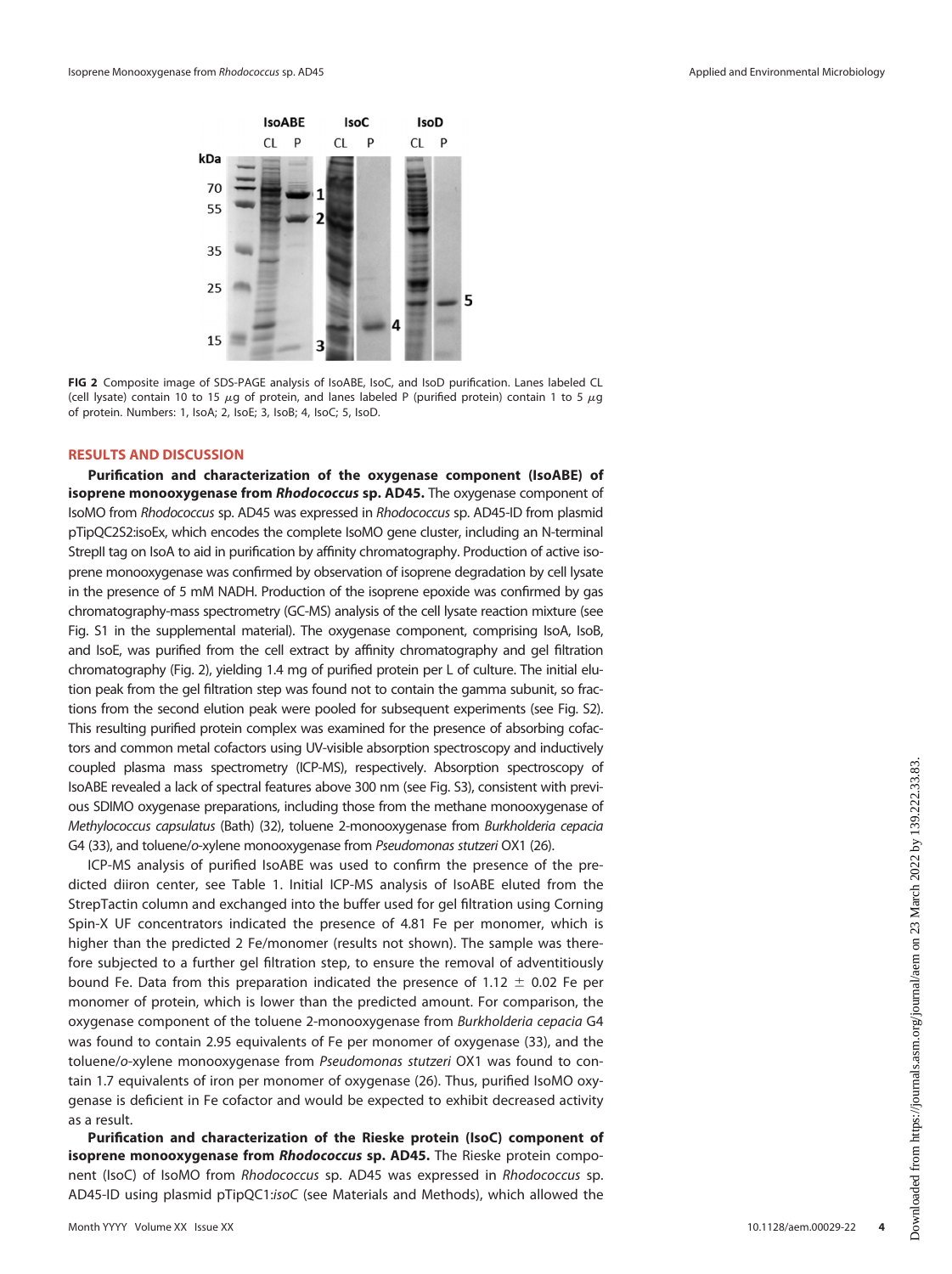FIG 2 Composite image of SDS-PAGE analysis of IsoABE, IsoC, and IsoD purification. Lanes labeled CL (cell lysate) contain 10 to 15 $\mu$g of protein, and lanes labeled P (purified protein) contain 1 to 5 $\mu$g of protein. Numbers: 1, IsoA; 2, IsoE; 3, IsoB; 4, IsoC; 5, IsoD.

## RESULTS AND DISCUSSION

**Purification and characterization of the oxygenase component (IsoABE) of isoprene monooxygenase from *Rhodococcus* sp. AD45.** The oxygenase component of IsoMO from *Rhodococcus* sp. AD45 was expressed in *Rhodococcus* sp. AD45-ID from plasmid pTipQC2S2:isoEx, which encodes the complete IsoMO gene cluster, including an N-terminal StrepII tag on IsoA to aid in purification by affinity chromatography. Production of active isoprene monooxygenase was confirmed by observation of isoprene degradation by cell lysate in the presence of 5 mM NADH. Production of the isoprene epoxide was confirmed by gas chromatography-mass spectrometry (GC-MS) analysis of the cell lysate reaction mixture (see Fig. S1 in the supplemental material). The oxygenase component, comprising IsoA, IsoB, and IsoE, was purified from the cell extract by affinity chromatography and gel filtration chromatography (Fig. 2), yielding 1.4 mg of purified protein per L of culture. The initial elution peak from the gel filtration step was found not to contain the gamma subunit, so fractions from the second elution peak were pooled for subsequent experiments (see Fig. S2). This resulting purified protein complex was examined for the presence of absorbing cofactors and common metal cofactors using UV-visible absorption spectroscopy and inductively coupled plasma mass spectrometry (ICP-MS), respectively. Absorption spectroscopy of IsoABE revealed a lack of spectral features above 300 nm (see Fig. S3), consistent with previous SDIMO oxygenase preparations, including those from the methane monooxygenase of *Methylococcus capsulatus* (Bath) (32), toluene 2-monooxygenase from *Burkholderia cepacia* G4 (33), and toluene/*o*-xylene monooxygenase from *Pseudomonas stutzeri* OX1 (26).

ICP-MS analysis of purified IsoABE was used to confirm the presence of the predicted diiron center, see Table 1. Initial ICP-MS analysis of IsoABE eluted from the StrepTactin column and exchanged into the buffer used for gel filtration using Corning Spin-X UF concentrators indicated the presence of 4.81 Fe per monomer, which is higher than the predicted 2 Fe/monomer (results not shown). The sample was therefore subjected to a further gel filtration step, to ensure the removal of adventitiously bound Fe. Data from this preparation indicated the presence of 1.12 $\pm$ 0.02 Fe per monomer of protein, which is lower than the predicted amount. For comparison, the oxygenase component of the toluene 2-monooxygenase from *Burkholderia cepacia* G4 was found to contain 2.95 equivalents of Fe per monomer of oxygenase (33), and the toluene/*o*-xylene monooxygenase from *Pseudomonas stutzeri* OX1 was found to contain 1.7 equivalents of iron per monomer of oxygenase (26). Thus, purified IsoMO oxygenase is deficient in Fe cofactor and would be expected to exhibit decreased activity as a result.

**Purification and characterization of the Rieske protein (IsoC) component of isoprene monooxygenase from *Rhodococcus* sp. AD45.** The Rieske protein component (IsoC) of IsoMO from *Rhodococcus* sp. AD45 was expressed in *Rhodococcus* sp. AD45-ID using plasmid pTipQC1:*isoC* (see Materials and Methods), which allowed the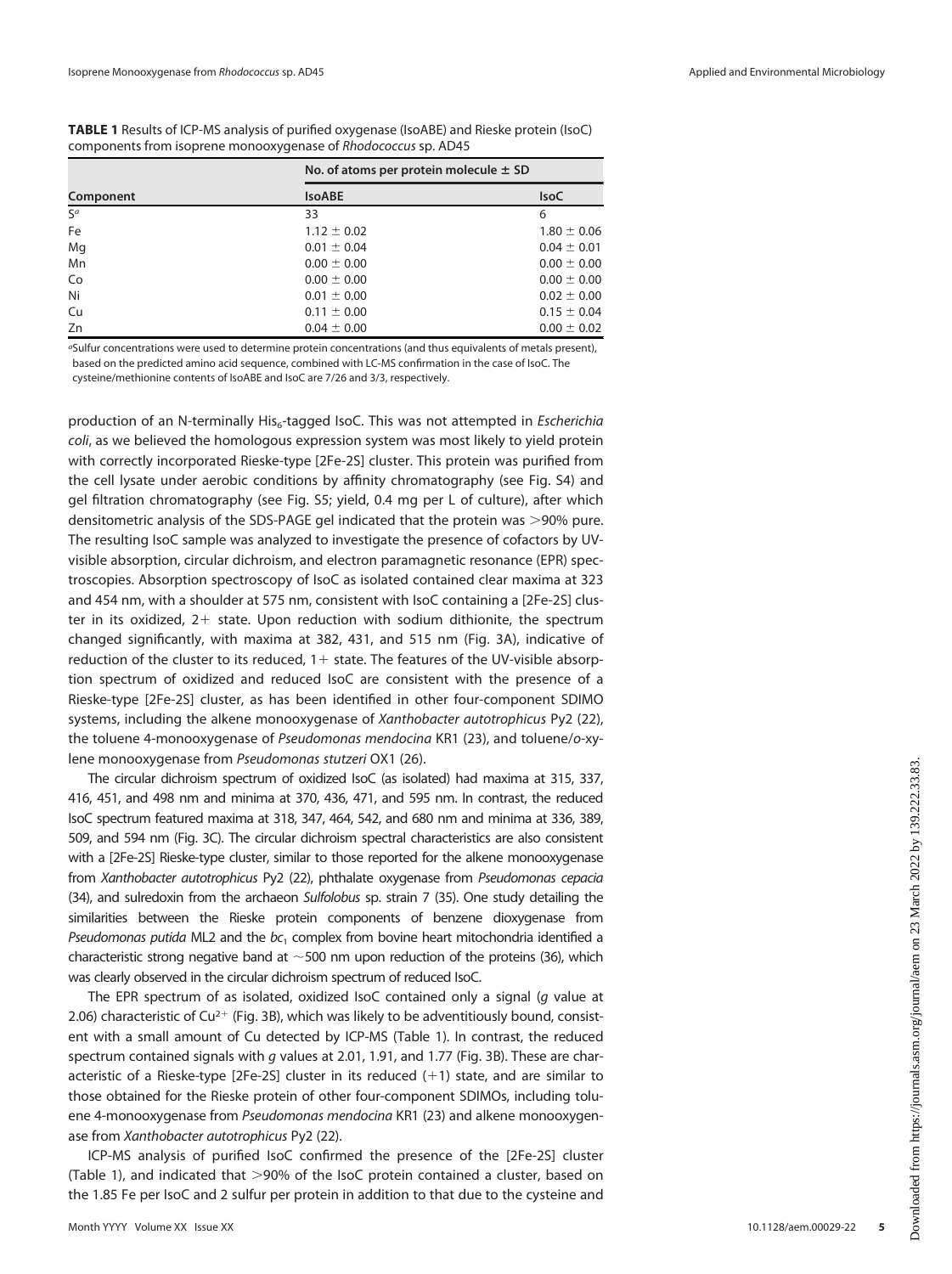**TABLE 1** Results of ICP-MS analysis of purified oxygenase (IsoABE) and Rieske protein (IsoC) components from isoprene monooxygenase of *Rhodococcus* sp. AD45

| Component | No. of atoms per protein molecule ± SD | |
|---|---|---|
| | **IsoABE** | **IsoC** |
| S[a] | 33 | 6 |
| Fe | 1.12 ± 0.02 | 1.80 ± 0.06 |
| Mg | 0.01 ± 0.04 | 0.04 ± 0.01 |
| Mn | 0.00 ± 0.00 | 0.00 ± 0.00 |
| Co | 0.00 ± 0.00 | 0.00 ± 0.00 |
| Ni | 0.01 ± 0.00 | 0.02 ± 0.00 |
| Cu | 0.11 ± 0.00 | 0.15 ± 0.04 |
| Zn | 0.04 ± 0.00 | 0.00 ± 0.02 |

[a]Sulfur concentrations were used to determine protein concentrations (and thus equivalents of metals present), based on the predicted amino acid sequence, combined with LC-MS confirmation in the case of IsoC. The cysteine/methionine contents of IsoABE and IsoC are 7/26 and 3/3, respectively.

production of an N-terminally $His_6$-tagged IsoC. This was not attempted in *Escherichia coli*, as we believed the homologous expression system was most likely to yield protein with correctly incorporated Rieske-type [2Fe-2S] cluster. This protein was purified from the cell lysate under aerobic conditions by affinity chromatography (see Fig. S4) and gel filtration chromatography (see Fig. S5; yield, 0.4 mg per L of culture), after which densitometric analysis of the SDS-PAGE gel indicated that the protein was >90% pure. The resulting IsoC sample was analyzed to investigate the presence of cofactors by UV-visible absorption, circular dichroism, and electron paramagnetic resonance (EPR) spectroscopies. Absorption spectroscopy of IsoC as isolated contained clear maxima at 323 and 454 nm, with a shoulder at 575 nm, consistent with IsoC containing a [2Fe-2S] cluster in its oxidized, 2+ state. Upon reduction with sodium dithionite, the spectrum changed significantly, with maxima at 382, 431, and 515 nm (Fig. 3A), indicative of reduction of the cluster to its reduced, 1+ state. The features of the UV-visible absorption spectrum of oxidized and reduced IsoC are consistent with the presence of a Rieske-type [2Fe-2S] cluster, as has been identified in other four-component SDIMO systems, including the alkene monooxygenase of *Xanthobacter autotrophicus* Py2 (22), the toluene 4-monooxygenase of *Pseudomonas mendocina* KR1 (23), and toluene/*o*-xylene monooxygenase from *Pseudomonas stutzeri* OX1 (26).

The circular dichroism spectrum of oxidized IsoC (as isolated) had maxima at 315, 337, 416, 451, and 498 nm and minima at 370, 436, 471, and 595 nm. In contrast, the reduced IsoC spectrum featured maxima at 318, 347, 464, 542, and 680 nm and minima at 336, 389, 509, and 594 nm (Fig. 3C). The circular dichroism spectral characteristics are also consistent with a [2Fe-2S] Rieske-type cluster, similar to those reported for the alkene monooxygenase from *Xanthobacter autotrophicus* Py2 (22), phthalate oxygenase from *Pseudomonas cepacia* (34), and sulredoxin from the archaeon *Sulfolobus* sp. strain 7 (35). One study detailing the similarities between the Rieske protein components of benzene dioxygenase from *Pseudomonas putida* ML2 and the $bc_1$ complex from bovine heart mitochondria identified a characteristic strong negative band at ~500 nm upon reduction of the proteins (36), which was clearly observed in the circular dichroism spectrum of reduced IsoC.

The EPR spectrum of as isolated, oxidized IsoC contained only a signal (*g* value at 2.06) characteristic of $Cu^{2+}$ (Fig. 3B), which was likely to be adventitiously bound, consistent with a small amount of Cu detected by ICP-MS (Table 1). In contrast, the reduced spectrum contained signals with *g* values at 2.01, 1.91, and 1.77 (Fig. 3B). These are characteristic of a Rieske-type [2Fe-2S] cluster in its reduced (+1) state, and are similar to those obtained for the Rieske protein of other four-component SDIMOs, including toluene 4-monooxygenase from *Pseudomonas mendocina* KR1 (23) and alkene monooxygenase from *Xanthobacter autotrophicus* Py2 (22).

ICP-MS analysis of purified IsoC confirmed the presence of the [2Fe-2S] cluster (Table 1), and indicated that >90% of the IsoC protein contained a cluster, based on the 1.85 Fe per IsoC and 2 sulfur per protein in addition to that due to the cysteine and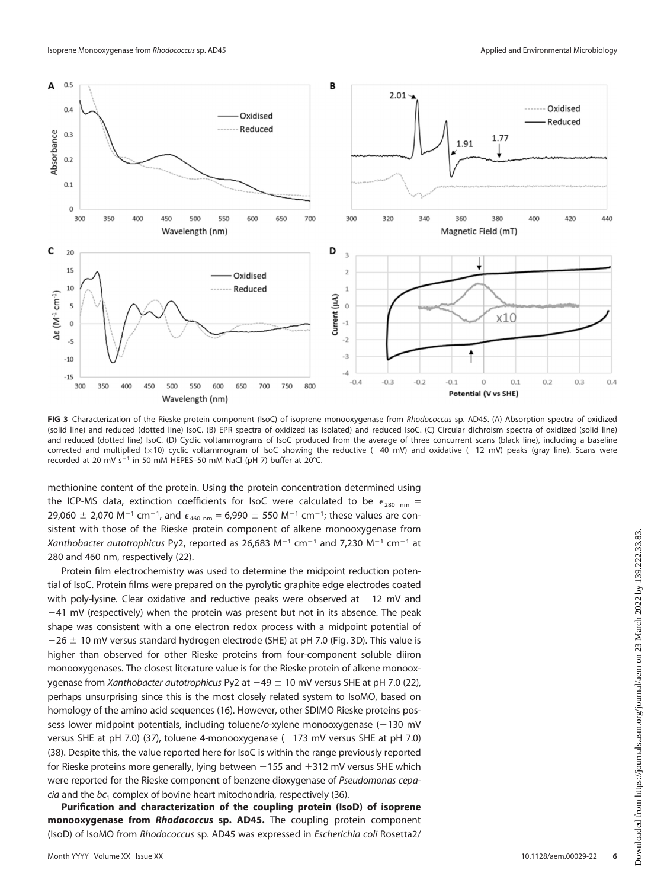FIG 3 Characterization of the Rieske protein component (IsoC) of isoprene monooxygenase from *Rhodococcus* sp. AD45. (A) Absorption spectra of oxidized (solid line) and reduced (dotted line) IsoC. (B) EPR spectra of oxidized (as isolated) and reduced IsoC. (C) Circular dichroism spectra of oxidized (solid line) and reduced (dotted line) IsoC. (D) Cyclic voltammograms of IsoC produced from the average of three concurrent scans (black line), including a baseline corrected and multiplied (×10) cyclic voltammogram of IsoC showing the reductive (−40 mV) and oxidative (−12 mV) peaks (gray line). Scans were recorded at 20 mV $s^{-1}$ in 50 mM HEPES–50 mM NaCl (pH 7) buffer at 20°C.

methionine content of the protein. Using the protein concentration determined using the ICP-MS data, extinction coefficients for IsoC were calculated to be $\epsilon_{280\ nm}$ = 29,060 ± 2,070 $M^{-1}$ $cm^{-1}$, and $\epsilon_{460\ nm}$ = 6,990 ± 550 $M^{-1}$ $cm^{-1}$; these values are consistent with those of the Rieske protein component of alkene monooxygenase from *Xanthobacter autotrophicus* Py2, reported as 26,683 $M^{-1}$ $cm^{-1}$ and 7,230 $M^{-1}$ $cm^{-1}$ at 280 and 460 nm, respectively (22).

Protein film electrochemistry was used to determine the midpoint reduction potential of IsoC. Protein films were prepared on the pyrolytic graphite edge electrodes coated with poly-lysine. Clear oxidative and reductive peaks were observed at −12 mV and −41 mV (respectively) when the protein was present but not in its absence. The peak shape was consistent with a one electron redox process with a midpoint potential of −26 ± 10 mV versus standard hydrogen electrode (SHE) at pH 7.0 (Fig. 3D). This value is higher than observed for other Rieske proteins from four-component soluble diiron monooxygenases. The closest literature value is for the Rieske protein of alkene monooxygenase from *Xanthobacter autotrophicus* Py2 at −49 ± 10 mV versus SHE at pH 7.0 (22), perhaps unsurprising since this is the most closely related system to IsoMO, based on homology of the amino acid sequences (16). However, other SDIMO Rieske proteins possess lower midpoint potentials, including toluene/*o*-xylene monooxygenase (−130 mV versus SHE at pH 7.0) (37), toluene 4-monooxygenase (−173 mV versus SHE at pH 7.0) (38). Despite this, the value reported here for IsoC is within the range previously reported for Rieske proteins more generally, lying between −155 and +312 mV versus SHE which were reported for the Rieske component of benzene dioxygenase of *Pseudomonas cepacia* and the $bc_1$ complex of bovine heart mitochondria, respectively (36).

**Purification and characterization of the coupling protein (IsoD) of isoprene monooxygenase from *Rhodococcus* sp. AD45.** The coupling protein component (IsoD) of IsoMO from *Rhodococcus* sp. AD45 was expressed in *Escherichia coli* Rosetta2/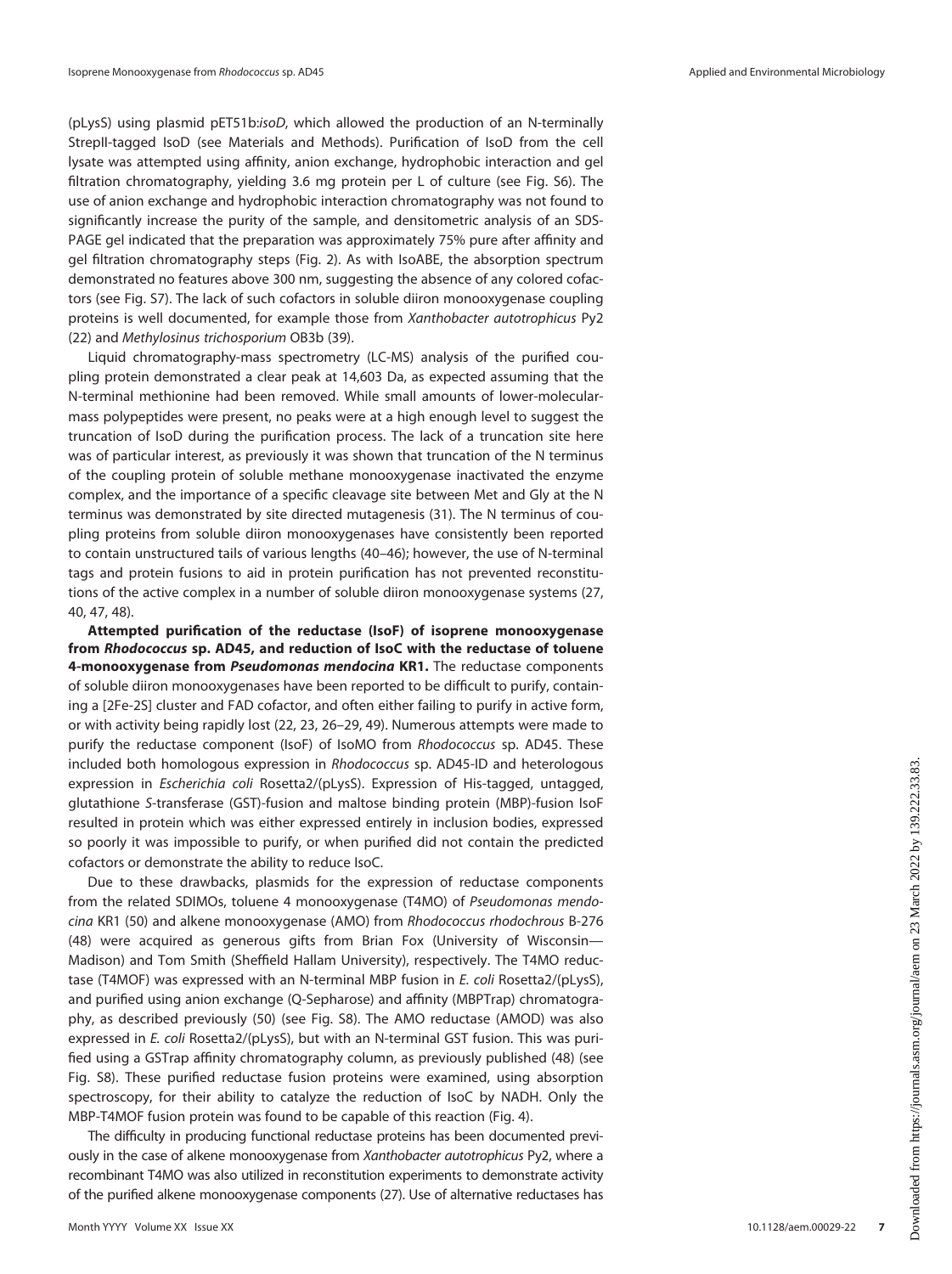(pLysS) using plasmid pET51b:*isoD*, which allowed the production of an N-terminally StrepII-tagged IsoD (see Materials and Methods). Purification of IsoD from the cell lysate was attempted using affinity, anion exchange, hydrophobic interaction and gel filtration chromatography, yielding 3.6 mg protein per L of culture (see Fig. S6). The use of anion exchange and hydrophobic interaction chromatography was not found to significantly increase the purity of the sample, and densitometric analysis of an SDS-PAGE gel indicated that the preparation was approximately 75% pure after affinity and gel filtration chromatography steps (Fig. 2). As with IsoABE, the absorption spectrum demonstrated no features above 300 nm, suggesting the absence of any colored cofactors (see Fig. S7). The lack of such cofactors in soluble diiron monooxygenase coupling proteins is well documented, for example those from *Xanthobacter autotrophicus* Py2 (22) and *Methylosinus trichosporium* OB3b (39).

Liquid chromatography-mass spectrometry (LC-MS) analysis of the purified coupling protein demonstrated a clear peak at 14,603 Da, as expected assuming that the N-terminal methionine had been removed. While small amounts of lower-molecular-mass polypeptides were present, no peaks were at a high enough level to suggest the truncation of IsoD during the purification process. The lack of a truncation site here was of particular interest, as previously it was shown that truncation of the N terminus of the coupling protein of soluble methane monooxygenase inactivated the enzyme complex, and the importance of a specific cleavage site between Met and Gly at the N terminus was demonstrated by site directed mutagenesis (31). The N terminus of coupling proteins from soluble diiron monooxygenases have consistently been reported to contain unstructured tails of various lengths (40–46); however, the use of N-terminal tags and protein fusions to aid in protein purification has not prevented reconstitutions of the active complex in a number of soluble diiron monooxygenase systems (27, 40, 47, 48).

**Attempted purification of the reductase (IsoF) of isoprene monooxygenase from *Rhodococcus* sp. AD45, and reduction of IsoC with the reductase of toluene 4-monooxygenase from *Pseudomonas mendocina* KR1.** The reductase components of soluble diiron monooxygenases have been reported to be difficult to purify, containing a [2Fe-2S] cluster and FAD cofactor, and often either failing to purify in active form, or with activity being rapidly lost (22, 23, 26–29, 49). Numerous attempts were made to purify the reductase component (IsoF) of IsoMO from *Rhodococcus* sp. AD45. These included both homologous expression in *Rhodococcus* sp. AD45-ID and heterologous expression in *Escherichia coli* Rosetta2/(pLysS). Expression of His-tagged, untagged, glutathione *S*-transferase (GST)-fusion and maltose binding protein (MBP)-fusion IsoF resulted in protein which was either expressed entirely in inclusion bodies, expressed so poorly it was impossible to purify, or when purified did not contain the predicted cofactors or demonstrate the ability to reduce IsoC.

Due to these drawbacks, plasmids for the expression of reductase components from the related SDIMOs, toluene 4 monooxygenase (T4MO) of *Pseudomonas mendocina* KR1 (50) and alkene monooxygenase (AMO) from *Rhodococcus rhodochrous* B-276 (48) were acquired as generous gifts from Brian Fox (University of Wisconsin—Madison) and Tom Smith (Sheffield Hallam University), respectively. The T4MO reductase (T4MOF) was expressed with an N-terminal MBP fusion in *E. coli* Rosetta2/(pLysS), and purified using anion exchange (Q-Sepharose) and affinity (MBPTrap) chromatography, as described previously (50) (see Fig. S8). The AMO reductase (AMOD) was also expressed in *E. coli* Rosetta2/(pLysS), but with an N-terminal GST fusion. This was purified using a GSTrap affinity chromatography column, as previously published (48) (see Fig. S8). These purified reductase fusion proteins were examined, using absorption spectroscopy, for their ability to catalyze the reduction of IsoC by NADH. Only the MBP-T4MOF fusion protein was found to be capable of this reaction (Fig. 4).

The difficulty in producing functional reductase proteins has been documented previously in the case of alkene monooxygenase from *Xanthobacter autotrophicus* Py2, where a recombinant T4MO was also utilized in reconstitution experiments to demonstrate activity of the purified alkene monooxygenase components (27). Use of alternative reductases has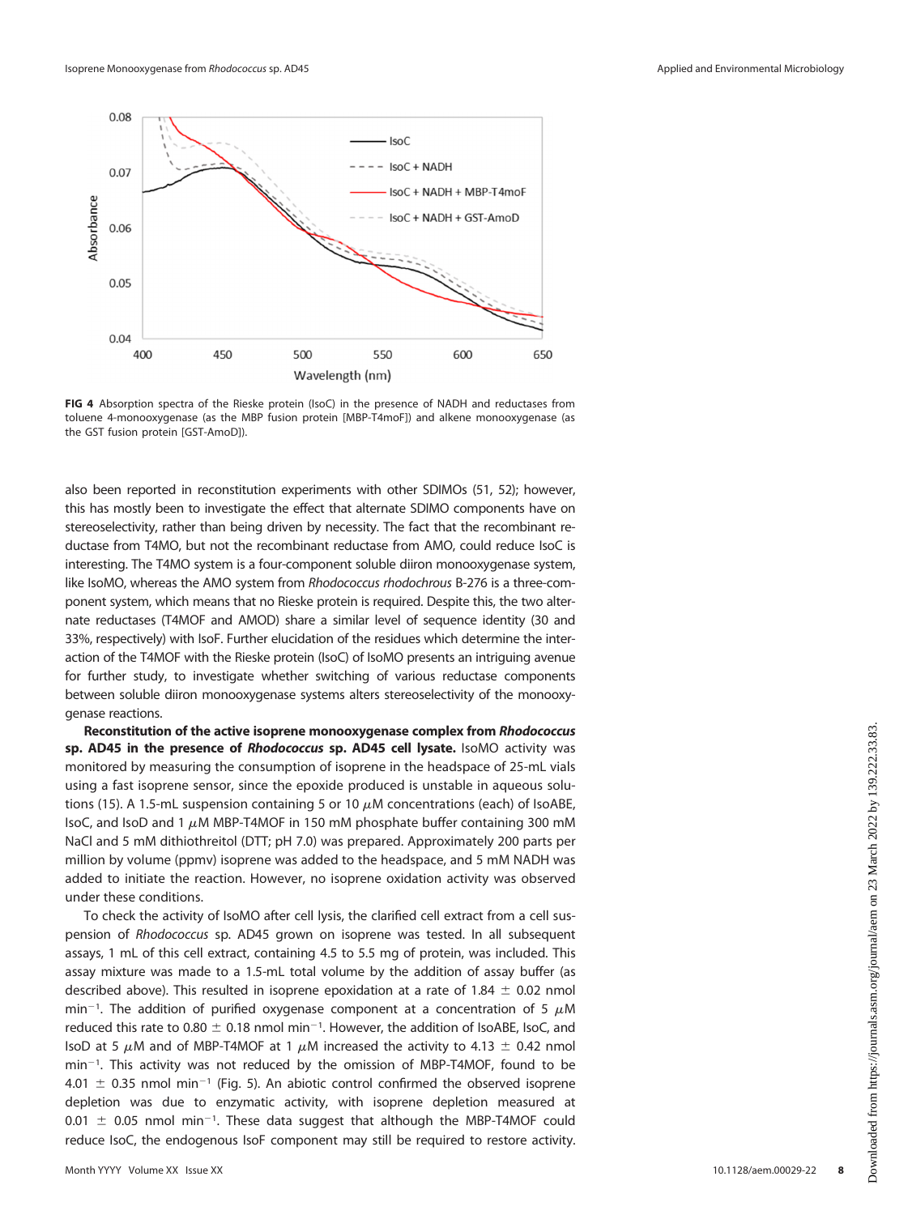**FIG 4** Absorption spectra of the Rieske protein (IsoC) in the presence of NADH and reductases from toluene 4-monooxygenase (as the MBP fusion protein [MBP-T4moF]) and alkene monooxygenase (as the GST fusion protein [GST-AmoD]).

also been reported in reconstitution experiments with other SDIMOs (51, 52); however, this has mostly been to investigate the effect that alternate SDIMO components have on stereoselectivity, rather than being driven by necessity. The fact that the recombinant reductase from T4MO, but not the recombinant reductase from AMO, could reduce IsoC is interesting. The T4MO system is a four-component soluble diiron monooxygenase system, like IsoMO, whereas the AMO system from *Rhodococcus rhodochrous* B-276 is a three-component system, which means that no Rieske protein is required. Despite this, the two alternate reductases (T4MOF and AMOD) share a similar level of sequence identity (30 and 33%, respectively) with IsoF. Further elucidation of the residues which determine the interaction of the T4MOF with the Rieske protein (IsoC) of IsoMO presents an intriguing avenue for further study, to investigate whether switching of various reductase components between soluble diiron monooxygenase systems alters stereoselectivity of the monooxygenase reactions.

**Reconstitution of the active isoprene monooxygenase complex from *Rhodococcus* sp. AD45 in the presence of *Rhodococcus* sp. AD45 cell lysate.** IsoMO activity was monitored by measuring the consumption of isoprene in the headspace of 25-mL vials using a fast isoprene sensor, since the epoxide produced is unstable in aqueous solutions (15). A 1.5-mL suspension containing 5 or 10 $\mu$M concentrations (each) of IsoABE, IsoC, and IsoD and 1 $\mu$M MBP-T4MOF in 150 mM phosphate buffer containing 300 mM NaCl and 5 mM dithiothreitol (DTT; pH 7.0) was prepared. Approximately 200 parts per million by volume (ppmv) isoprene was added to the headspace, and 5 mM NADH was added to initiate the reaction. However, no isoprene oxidation activity was observed under these conditions.

To check the activity of IsoMO after cell lysis, the clarified cell extract from a cell suspension of *Rhodococcus* sp. AD45 grown on isoprene was tested. In all subsequent assays, 1 mL of this cell extract, containing 4.5 to 5.5 mg of protein, was included. This assay mixture was made to a 1.5-mL total volume by the addition of assay buffer (as described above). This resulted in isoprene epoxidation at a rate of 1.84 $\pm$ 0.02 nmol $min^{-1}$. The addition of purified oxygenase component at a concentration of 5 $\mu$M reduced this rate to 0.80 $\pm$ 0.18 nmol $min^{-1}$. However, the addition of IsoABE, IsoC, and IsoD at 5 $\mu$M and of MBP-T4MOF at 1 $\mu$M increased the activity to 4.13 $\pm$ 0.42 nmol $min^{-1}$. This activity was not reduced by the omission of MBP-T4MOF, found to be 4.01 $\pm$ 0.35 nmol $min^{-1}$ (Fig. 5). An abiotic control confirmed the observed isoprene depletion was due to enzymatic activity, with isoprene depletion measured at 0.01 $\pm$ 0.05 nmol $min^{-1}$. These data suggest that although the MBP-T4MOF could reduce IsoC, the endogenous IsoF component may still be required to restore activity.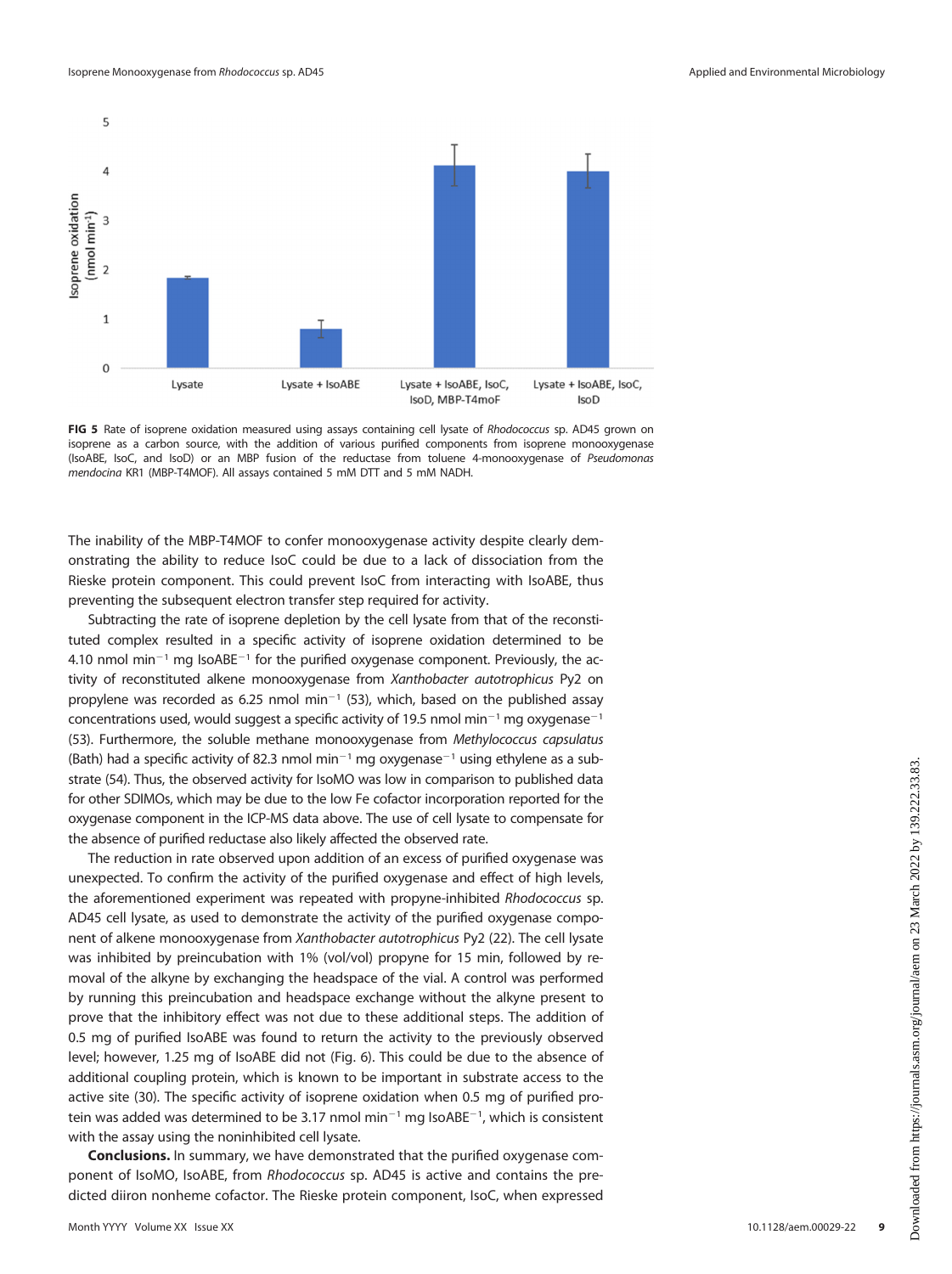FIG 5 Rate of isoprene oxidation measured using assays containing cell lysate of *Rhodococcus* sp. AD45 grown on isoprene as a carbon source, with the addition of various purified components from isoprene monooxygenase (IsoABE, IsoC, and IsoD) or an MBP fusion of the reductase from toluene 4-monooxygenase of *Pseudomonas mendocina* KR1 (MBP-T4MOF). All assays contained 5 mM DTT and 5 mM NADH.

The inability of the MBP-T4MOF to confer monooxygenase activity despite clearly demonstrating the ability to reduce IsoC could be due to a lack of dissociation from the Rieske protein component. This could prevent IsoC from interacting with IsoABE, thus preventing the subsequent electron transfer step required for activity.

Subtracting the rate of isoprene depletion by the cell lysate from that of the reconstituted complex resulted in a specific activity of isoprene oxidation determined to be 4.10 nmol $min^{-1}$ mg $IsoABE^{-1}$ for the purified oxygenase component. Previously, the activity of reconstituted alkene monooxygenase from *Xanthobacter autotrophicus* Py2 on propylene was recorded as 6.25 nmol $min^{-1}$ (53), which, based on the published assay concentrations used, would suggest a specific activity of 19.5 nmol $min^{-1}$ mg $oxygenase^{-1}$ (53). Furthermore, the soluble methane monooxygenase from *Methylococcus capsulatus* (Bath) had a specific activity of 82.3 nmol $min^{-1}$ mg $oxygenase^{-1}$ using ethylene as a substrate (54). Thus, the observed activity for IsoMO was low in comparison to published data for other SDIMOs, which may be due to the low Fe cofactor incorporation reported for the oxygenase component in the ICP-MS data above. The use of cell lysate to compensate for the absence of purified reductase also likely affected the observed rate.

The reduction in rate observed upon addition of an excess of purified oxygenase was unexpected. To confirm the activity of the purified oxygenase and effect of high levels, the aforementioned experiment was repeated with propyne-inhibited *Rhodococcus* sp. AD45 cell lysate, as used to demonstrate the activity of the purified oxygenase component of alkene monooxygenase from *Xanthobacter autotrophicus* Py2 (22). The cell lysate was inhibited by preincubation with 1% (vol/vol) propyne for 15 min, followed by removal of the alkyne by exchanging the headspace of the vial. A control was performed by running this preincubation and headspace exchange without the alkyne present to prove that the inhibitory effect was not due to these additional steps. The addition of 0.5 mg of purified IsoABE was found to return the activity to the previously observed level; however, 1.25 mg of IsoABE did not (Fig. 6). This could be due to the absence of additional coupling protein, which is known to be important in substrate access to the active site (30). The specific activity of isoprene oxidation when 0.5 mg of purified protein was added was determined to be 3.17 nmol $min^{-1}$ mg $IsoABE^{-1}$, which is consistent with the assay using the noninhibited cell lysate.

**Conclusions.** In summary, we have demonstrated that the purified oxygenase component of IsoMO, IsoABE, from *Rhodococcus* sp. AD45 is active and contains the predicted diiron nonheme cofactor. The Rieske protein component, IsoC, when expressed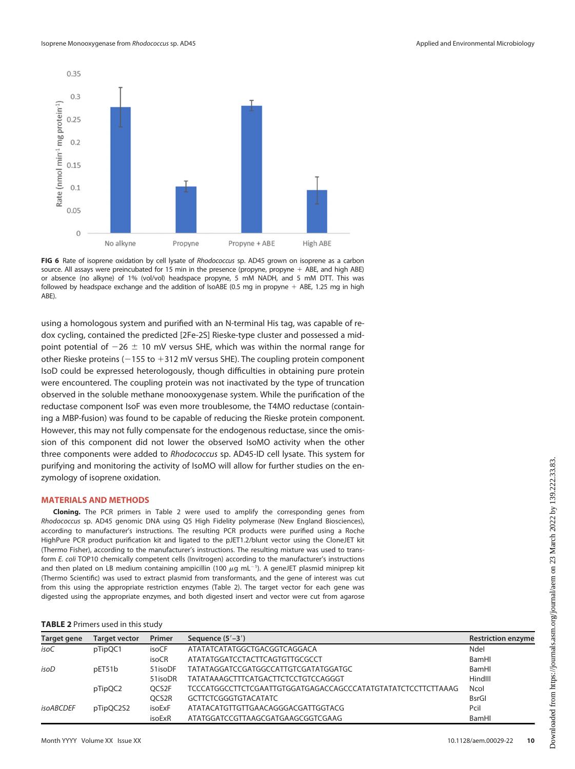FIG 6 Rate of isoprene oxidation by cell lysate of *Rhodococcus* sp. AD45 grown on isoprene as a carbon source. All assays were preincubated for 15 min in the presence (propyne, propyne + ABE, and high ABE) or absence (no alkyne) of 1% (vol/vol) headspace propyne, 5 mM NADH, and 5 mM DTT. This was followed by headspace exchange and the addition of IsoABE (0.5 mg in propyne + ABE, 1.25 mg in high ABE).

using a homologous system and purified with an N-terminal His tag, was capable of redox cycling, contained the predicted [2Fe-2S] Rieske-type cluster and possessed a midpoint potential of −26 ± 10 mV versus SHE, which was within the normal range for other Rieske proteins (−155 to +312 mV versus SHE). The coupling protein component IsoD could be expressed heterologously, though difficulties in obtaining pure protein were encountered. The coupling protein was not inactivated by the type of truncation observed in the soluble methane monooxygenase system. While the purification of the reductase component IsoF was even more troublesome, the T4MO reductase (containing a MBP-fusion) was found to be capable of reducing the Rieske protein component. However, this may not fully compensate for the endogenous reductase, since the omission of this component did not lower the observed IsoMO activity when the other three components were added to *Rhodococcus* sp. AD45-ID cell lysate. This system for purifying and monitoring the activity of IsoMO will allow for further studies on the enzymology of isoprene oxidation.

## MATERIALS AND METHODS

**Cloning.** The PCR primers in Table 2 were used to amplify the corresponding genes from *Rhodococcus* sp. AD45 genomic DNA using Q5 High Fidelity polymerase (New England Biosciences), according to manufacturer's instructions. The resulting PCR products were purified using a Roche HighPure PCR product purification kit and ligated to the pJET1.2/blunt vector using the CloneJET kit (Thermo Fisher), according to the manufacturer's instructions. The resulting mixture was used to transform *E. coli* TOP10 chemically competent cells (Invitrogen) according to the manufacturer's instructions and then plated on LB medium containing ampicillin (100 μg mL$^{-1}$). A geneJET plasmid miniprep kit (Thermo Scientific) was used to extract plasmid from transformants, and the gene of interest was cut from this using the appropriate restriction enzymes (Table 2). The target vector for each gene was digested using the appropriate enzymes, and both digested insert and vector were cut from agarose

**TABLE 2** Primers used in this study

| Target gene | Target vector | Primer | Sequence (5′–3′) | Restriction enzyme |
|---|---|---|---|---|
| *isoC* | pTipQC1 | isoCF | ATATATCATATGGCTGACGGTCAGGACA | NdeI |
| | | isoCR | ATATATGGATCCTACTTCAGTGTTGCGCCT | BamHI |
| *isoD* | pET51b | 51isoDF | TATATAGGATCCGATGGCCATTGTCGATATGGATGC | BamHI |
| | | 51isoDR | TATATAAAGCTTTCATGACTTCTCCTGTCCAGGGT | HindIII |
| | pTipQC2 | QCS2F | TCCCATGGCCTTCTCGAATTGTGGATGAGACCAGCCCATATGTATATCTCCTTCTTAAAG | NcoI |
| | | QCS2R | GCTTCTCGGGTGTACATATC | BsrGI |
| *isoABCDEF* | pTipQC2S2 | isoExF | ATATACATGTTGTTGAACAGGGACGATTGGTACG | PciI |
| | | isoExR | ATATGGATCCGTTAAGCGATGAAGCGGTCGAAG | BamHI |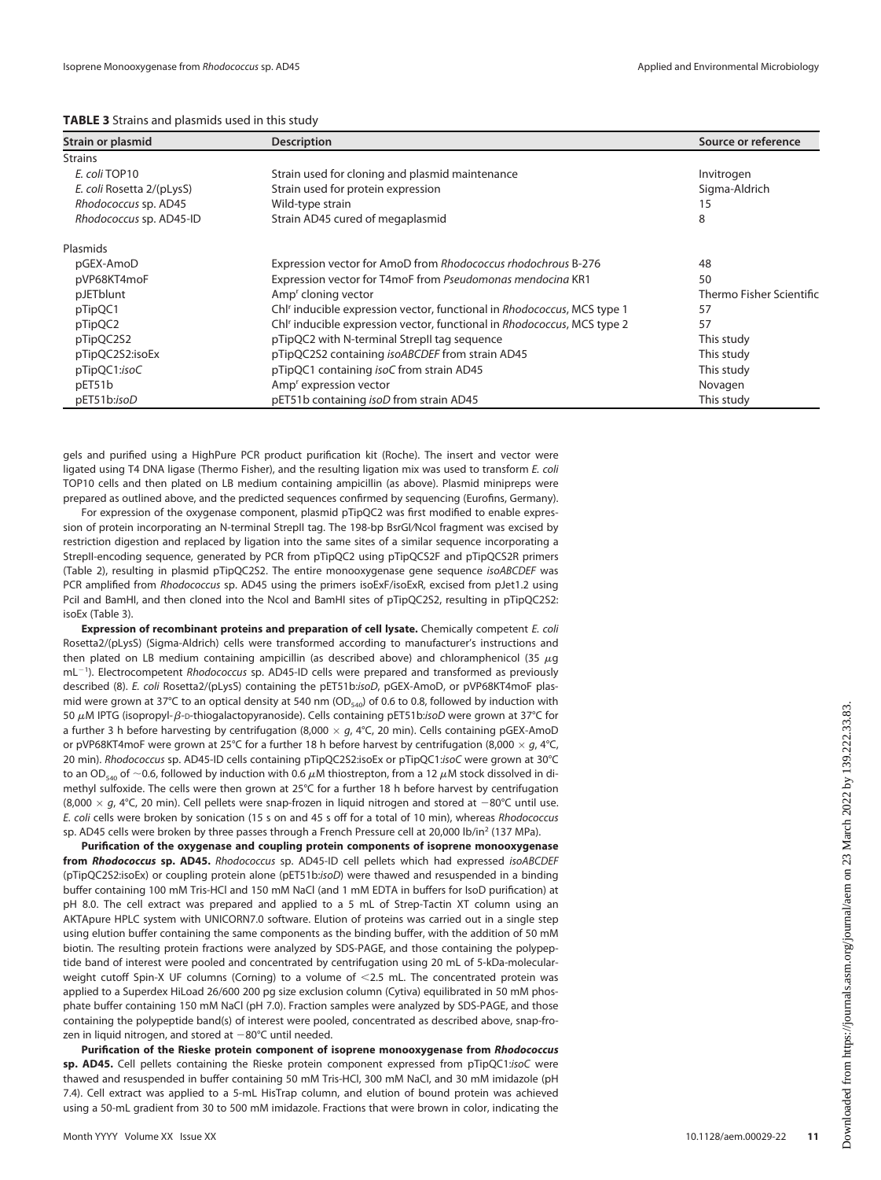**TABLE 3** Strains and plasmids used in this study

| Strain or plasmid | Description | Source or reference |
|---|---|---|
| Strains | | |
| *E. coli* TOP10 | Strain used for cloning and plasmid maintenance | Invitrogen |
| *E. coli* Rosetta 2/(pLysS) | Strain used for protein expression | Sigma-Aldrich |
| *Rhodococcus* sp. AD45 | Wild-type strain | 15 |
| *Rhodococcus* sp. AD45-ID | Strain AD45 cured of megaplasmid | 8 |
| Plasmids | | |
| pGEX-AmoD | Expression vector for AmoD from *Rhodococcus rhodochrous* B-276 | 48 |
| pVP68KT4moF | Expression vector for T4moF from *Pseudomonas mendocina* KR1 | 50 |
| pJETblunt | Amp$^r$ cloning vector | Thermo Fisher Scientific |
| pTipQC1 | Chl$^r$ inducible expression vector, functional in *Rhodococcus*, MCS type 1 | 57 |
| pTipQC2 | Chl$^r$ inducible expression vector, functional in *Rhodococcus*, MCS type 2 | 57 |
| pTipQC2S2 | pTipQC2 with N-terminal StrepII tag sequence | This study |
| pTipQC2S2:isoEx | pTipQC2S2 containing *isoABCDEF* from strain AD45 | This study |
| pTipQC1:*isoC* | pTipQC1 containing *isoC* from strain AD45 | This study |
| pET51b | Amp$^r$ expression vector | Novagen |
| pET51b:*isoD* | pET51b containing *isoD* from strain AD45 | This study |

gels and purified using a HighPure PCR product purification kit (Roche). The insert and vector were ligated using T4 DNA ligase (Thermo Fisher), and the resulting ligation mix was used to transform *E. coli* TOP10 cells and then plated on LB medium containing ampicillin (as above). Plasmid minipreps were prepared as outlined above, and the predicted sequences confirmed by sequencing (Eurofins, Germany).

For expression of the oxygenase component, plasmid pTipQC2 was first modified to enable expression of protein incorporating an N-terminal StrepII tag. The 198-bp BsrGI/NcoI fragment was excised by restriction digestion and replaced by ligation into the same sites of a similar sequence incorporating a StrepII-encoding sequence, generated by PCR from pTipQC2 using pTipQCS2F and pTipQCS2R primers (Table 2), resulting in plasmid pTipQC2S2. The entire monooxygenase gene sequence *isoABCDEF* was PCR amplified from *Rhodococcus* sp. AD45 using the primers isoExF/isoExR, excised from pJet1.2 using PciI and BamHI, and then cloned into the NcoI and BamHI sites of pTipQC2S2, resulting in pTipQC2S2: isoEx (Table 3).

**Expression of recombinant proteins and preparation of cell lysate.** Chemically competent *E. coli* Rosetta2/(pLysS) (Sigma-Aldrich) cells were transformed according to manufacturer's instructions and then plated on LB medium containing ampicillin (as described above) and chloramphenicol (35 $\mu$g mL$^{-1}$). Electrocompetent *Rhodococcus* sp. AD45-ID cells were prepared and transformed as previously described (8). *E. coli* Rosetta2/(pLysS) containing the pET51b:*isoD*, pGEX-AmoD, or pVP68KT4moF plasmid were grown at 37°C to an optical density at 540 nm ($OD_{540}$) of 0.6 to 0.8, followed by induction with 50 $\mu$M IPTG (isopropyl-$\beta$-D-thiogalactopyranoside). Cells containing pET51b:*isoD* were grown at 37°C for a further 3 h before harvesting by centrifugation (8,000 $\times$ *g*, 4°C, 20 min). Cells containing pGEX-AmoD or pVP68KT4moF were grown at 25°C for a further 18 h before harvest by centrifugation (8,000 $\times$ *g*, 4°C, 20 min). *Rhodococcus* sp. AD45-ID cells containing pTipQC2S2:isoEx or pTipQC1:*isoC* were grown at 30°C to an $OD_{540}$ of ~0.6, followed by induction with 0.6 $\mu$M thiostrepton, from a 12 $\mu$M stock dissolved in dimethyl sulfoxide. The cells were then grown at 25°C for a further 18 h before harvest by centrifugation (8,000 $\times$ *g*, 4°C, 20 min). Cell pellets were snap-frozen in liquid nitrogen and stored at $-80$°C until use. *E. coli* cells were broken by sonication (15 s on and 45 s off for a total of 10 min), whereas *Rhodococcus* sp. AD45 cells were broken by three passes through a French Pressure cell at 20,000 lb/in$^2$ (137 MPa).

**Purification of the oxygenase and coupling protein components of isoprene monooxygenase from *Rhodococcus* sp. AD45.** *Rhodococcus* sp. AD45-ID cell pellets which had expressed *isoABCDEF* (pTipQC2S2:isoEx) or coupling protein alone (pET51b:*isoD*) were thawed and resuspended in a binding buffer containing 100 mM Tris-HCl and 150 mM NaCl (and 1 mM EDTA in buffers for IsoD purification) at pH 8.0. The cell extract was prepared and applied to a 5 mL of Strep-Tactin XT column using an AKTApure HPLC system with UNICORN7.0 software. Elution of proteins was carried out in a single step using elution buffer containing the same components as the binding buffer, with the addition of 50 mM biotin. The resulting protein fractions were analyzed by SDS-PAGE, and those containing the polypeptide band of interest were pooled and concentrated by centrifugation using 20 mL of 5-kDa-molecular-weight cutoff Spin-X UF columns (Corning) to a volume of <2.5 mL. The concentrated protein was applied to a Superdex HiLoad 26/600 200 pg size exclusion column (Cytiva) equilibrated in 50 mM phosphate buffer containing 150 mM NaCl (pH 7.0). Fraction samples were analyzed by SDS-PAGE, and those containing the polypeptide band(s) of interest were pooled, concentrated as described above, snap-frozen in liquid nitrogen, and stored at $-80$°C until needed.

**Purification of the Rieske protein component of isoprene monooxygenase from *Rhodococcus* sp. AD45.** Cell pellets containing the Rieske protein component expressed from pTipQC1:*isoC* were thawed and resuspended in buffer containing 50 mM Tris-HCl, 300 mM NaCl, and 30 mM imidazole (pH 7.4). Cell extract was applied to a 5-mL HisTrap column, and elution of bound protein was achieved using a 50-mL gradient from 30 to 500 mM imidazole. Fractions that were brown in color, indicating the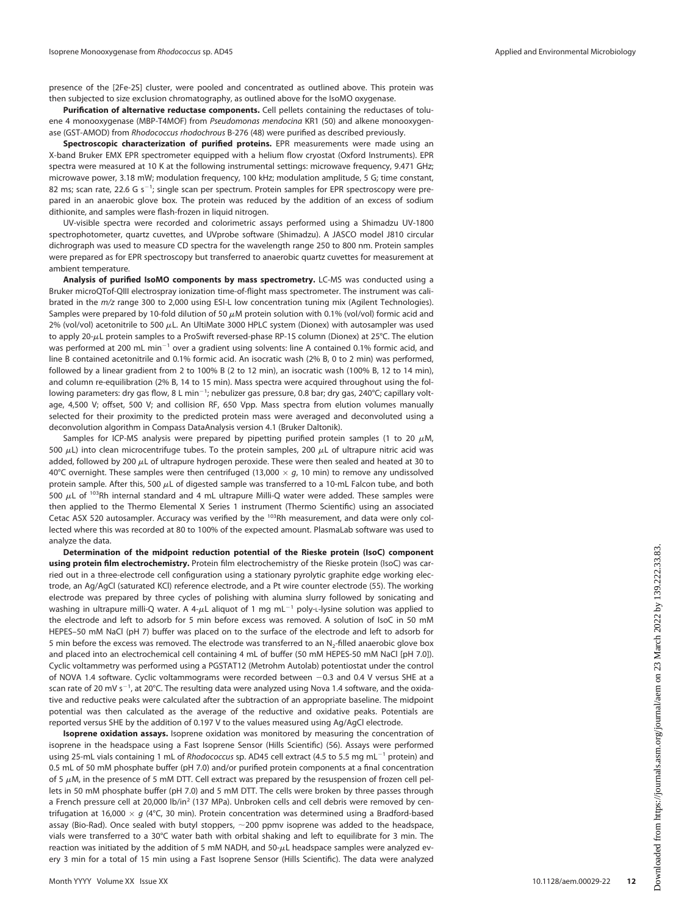presence of the [2Fe-2S] cluster, were pooled and concentrated as outlined above. This protein was then subjected to size exclusion chromatography, as outlined above for the IsoMO oxygenase.

**Purification of alternative reductase components.** Cell pellets containing the reductases of toluene 4 monooxygenase (MBP-T4MOF) from *Pseudomonas mendocina* KR1 (50) and alkene monooxygenase (GST-AMOD) from *Rhodococcus rhodochrous* B-276 (48) were purified as described previously.

**Spectroscopic characterization of purified proteins.** EPR measurements were made using an X-band Bruker EMX EPR spectrometer equipped with a helium flow cryostat (Oxford Instruments). EPR spectra were measured at 10 K at the following instrumental settings: microwave frequency, 9.471 GHz; microwave power, 3.18 mW; modulation frequency, 100 kHz; modulation amplitude, 5 G; time constant, 82 ms; scan rate, 22.6 G $s^{-1}$; single scan per spectrum. Protein samples for EPR spectroscopy were prepared in an anaerobic glove box. The protein was reduced by the addition of an excess of sodium dithionite, and samples were flash-frozen in liquid nitrogen.

UV-visible spectra were recorded and colorimetric assays performed using a Shimadzu UV-1800 spectrophotometer, quartz cuvettes, and UVprobe software (Shimadzu). A JASCO model J810 circular dichrograph was used to measure CD spectra for the wavelength range 250 to 800 nm. Protein samples were prepared as for EPR spectroscopy but transferred to anaerobic quartz cuvettes for measurement at ambient temperature.

**Analysis of purified IsoMO components by mass spectrometry.** LC-MS was conducted using a Bruker microQTof-QIII electrospray ionization time-of-flight mass spectrometer. The instrument was calibrated in the *m/z* range 300 to 2,000 using ESI-L low concentration tuning mix (Agilent Technologies). Samples were prepared by 10-fold dilution of 50 $\mu$M protein solution with 0.1% (vol/vol) formic acid and 2% (vol/vol) acetonitrile to 500 $\mu$L. An UltiMate 3000 HPLC system (Dionex) with autosampler was used to apply 20-$\mu$L protein samples to a ProSwift reversed-phase RP-1S column (Dionex) at 25°C. The elution was performed at 200 mL $min^{-1}$ over a gradient using solvents: line A contained 0.1% formic acid, and line B contained acetonitrile and 0.1% formic acid. An isocratic wash (2% B, 0 to 2 min) was performed, followed by a linear gradient from 2 to 100% B (2 to 12 min), an isocratic wash (100% B, 12 to 14 min), and column re-equilibration (2% B, 14 to 15 min). Mass spectra were acquired throughout using the following parameters: dry gas flow, 8 L $min^{-1}$; nebulizer gas pressure, 0.8 bar; dry gas, 240°C; capillary voltage, 4,500 V; offset, 500 V; and collision RF, 650 Vpp. Mass spectra from elution volumes manually selected for their proximity to the predicted protein mass were averaged and deconvoluted using a deconvolution algorithm in Compass DataAnalysis version 4.1 (Bruker Daltonik).

Samples for ICP-MS analysis were prepared by pipetting purified protein samples (1 to 20 $\mu$M, 500 $\mu$L) into clean microcentrifuge tubes. To the protein samples, 200 $\mu$L of ultrapure nitric acid was added, followed by 200 $\mu$L of ultrapure hydrogen peroxide. These were then sealed and heated at 30 to 40°C overnight. These samples were then centrifuged (13,000 × *g*, 10 min) to remove any undissolved protein sample. After this, 500 $\mu$L of digested sample was transferred to a 10-mL Falcon tube, and both 500 $\mu$L of $^{103}$Rh internal standard and 4 mL ultrapure Milli-Q water were added. These samples were then applied to the Thermo Elemental X Series 1 instrument (Thermo Scientific) using an associated Cetac ASX 520 autosampler. Accuracy was verified by the $^{103}$Rh measurement, and data were only collected where this was recorded at 80 to 100% of the expected amount. PlasmaLab software was used to analyze the data.

**Determination of the midpoint reduction potential of the Rieske protein (IsoC) component using protein film electrochemistry.** Protein film electrochemistry of the Rieske protein (IsoC) was carried out in a three-electrode cell configuration using a stationary pyrolytic graphite edge working electrode, an Ag/AgCl (saturated KCl) reference electrode, and a Pt wire counter electrode (55). The working electrode was prepared by three cycles of polishing with alumina slurry followed by sonicating and washing in ultrapure milli-Q water. A 4-$\mu$L aliquot of 1 mg $mL^{-1}$ poly-L-lysine solution was applied to the electrode and left to adsorb for 5 min before excess was removed. A solution of IsoC in 50 mM HEPES–50 mM NaCl (pH 7) buffer was placed on to the surface of the electrode and left to adsorb for 5 min before the excess was removed. The electrode was transferred to an $N_2$-filled anaerobic glove box and placed into an electrochemical cell containing 4 mL of buffer (50 mM HEPES-50 mM NaCl [pH 7.0]). Cyclic voltammetry was performed using a PGSTAT12 (Metrohm Autolab) potentiostat under the control of NOVA 1.4 software. Cyclic voltammograms were recorded between −0.3 and 0.4 V versus SHE at a scan rate of 20 mV $s^{-1}$, at 20°C. The resulting data were analyzed using Nova 1.4 software, and the oxidative and reductive peaks were calculated after the subtraction of an appropriate baseline. The midpoint potential was then calculated as the average of the reductive and oxidative peaks. Potentials are reported versus SHE by the addition of 0.197 V to the values measured using Ag/AgCl electrode.

**Isoprene oxidation assays.** Isoprene oxidation was monitored by measuring the concentration of isoprene in the headspace using a Fast Isoprene Sensor (Hills Scientific) (56). Assays were performed using 25-mL vials containing 1 mL of *Rhodococcus* sp. AD45 cell extract (4.5 to 5.5 mg $mL^{-1}$ protein) and 0.5 mL of 50 mM phosphate buffer (pH 7.0) and/or purified protein components at a final concentration of 5 $\mu$M, in the presence of 5 mM DTT. Cell extract was prepared by the resuspension of frozen cell pellets in 50 mM phosphate buffer (pH 7.0) and 5 mM DTT. The cells were broken by three passes through a French pressure cell at 20,000 lb/in$^2$ (137 MPa). Unbroken cells and cell debris were removed by centrifugation at 16,000 × *g* (4°C, 30 min). Protein concentration was determined using a Bradford-based assay (Bio-Rad). Once sealed with butyl stoppers, ~200 ppmv isoprene was added to the headspace, vials were transferred to a 30°C water bath with orbital shaking and left to equilibrate for 3 min. The reaction was initiated by the addition of 5 mM NADH, and 50-$\mu$L headspace samples were analyzed every 3 min for a total of 15 min using a Fast Isoprene Sensor (Hills Scientific). The data were analyzed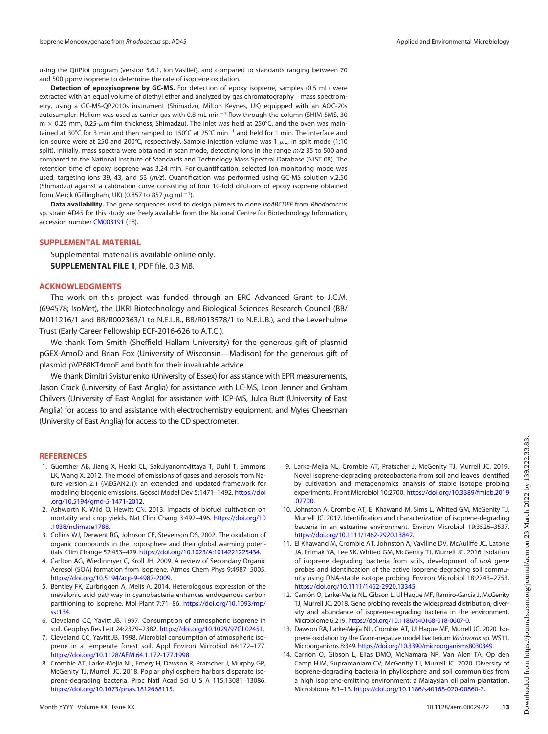using the QtiPlot program (version 5.6.1, Ion Vasilief), and compared to standards ranging between 70 and 500 ppmv isoprene to determine the rate of isoprene oxidation.

**Detection of epoxyisoprene by GC-MS.** For detection of epoxy isoprene, samples (0.5 mL) were extracted with an equal volume of diethyl ether and analyzed by gas chromatography – mass spectrometry, using a GC-MS-QP2010s instrument (Shimadzu, Milton Keynes, UK) equipped with an AOC-20s autosampler. Helium was used as carrier gas with 0.8 mL $min^{-1}$ flow through the column (SHIM-5MS, 30 m × 0.25 mm, 0.25-$\mu$m film thickness; Shimadzu). The inlet was held at 250°C, and the oven was maintained at 30°C for 3 min and then ramped to 150°C at 25°C $min^{-1}$ and held for 1 min. The interface and ion source were at 250 and 200°C, respectively. Sample injection volume was 1 $\mu$L, in split mode (1:10 split). Initially, mass spectra were obtained in scan mode, detecting ions in the range *m/z* 35 to 500 and compared to the National Institute of Standards and Technology Mass Spectral Database (NIST 08). The retention time of epoxy isoprene was 3.24 min. For quantification, selected ion monitoring mode was used, targeting ions 39, 43, and 53 (*m/z*). Quantification was performed using GC-MS solution v.2.50 (Shimadzu) against a calibration curve consisting of four 10-fold dilutions of epoxy isoprene obtained from Merck (Gillingham, UK) (0.857 to 857 $\mu$g $mL^{-1}$).

**Data availability.** The gene sequences used to design primers to clone *isoABCDEF* from *Rhodococcus* sp. strain AD45 for this study are freely available from the National Centre for Biotechnology Information, accession number CM003191 (18).

## SUPPLEMENTAL MATERIAL

Supplemental material is available online only.

**SUPPLEMENTAL FILE 1**, PDF file, 0.3 MB.

## ACKNOWLEDGMENTS

The work on this project was funded through an ERC Advanced Grant to J.C.M. (694578; IsoMet), the UKRI Biotechnology and Biological Sciences Research Council (BB/M011216/1 and BB/R002363/1 to N.E.L.B., BB/R013578/1 to N.E.L.B.), and the Leverhulme Trust (Early Career Fellowship ECF-2016-626 to A.T.C.).

We thank Tom Smith (Sheffield Hallam University) for the generous gift of plasmid pGEX-AmoD and Brian Fox (University of Wisconsin—Madison) for the generous gift of plasmid pVP68KT4moF and both for their invaluable advice.

We thank Dimitri Svistunenko (University of Essex) for assistance with EPR measurements, Jason Crack (University of East Anglia) for assistance with LC-MS, Leon Jenner and Graham Chilvers (University of East Anglia) for assistance with ICP-MS, Julea Butt (University of East Anglia) for access to and assistance with electrochemistry equipment, and Myles Cheesman (University of East Anglia) for access to the CD spectrometer.

## REFERENCES

1. Guenther AB, Jiang X, Heald CL, Sakulyanontvittaya T, Duhl T, Emmons LK, Wang X. 2012. The model of emissions of gases and aerosols from Nature version 2.1 (MEGAN2.1): an extended and updated framework for modeling biogenic emissions. Geosci Model Dev 5:1471–1492. https://doi.org/10.5194/gmd-5-1471-2012.
2. Ashworth K, Wild O, Hewitt CN. 2013. Impacts of biofuel cultivation on mortality and crop yields. Nat Clim Chang 3:492–496. https://doi.org/10.1038/nclimate1788.
3. Collins WJ, Derwent RG, Johnson CE, Stevenson DS. 2002. The oxidation of organic compounds in the troposphere and their global warming potentials. Clim Change 52:453–479. https://doi.org/10.1023/A:1014221225434.
4. Carlton AG, Wiedinmyer C, Kroll JH. 2009. A review of Secondary Organic Aerosol (SOA) formation from isoprene. Atmos Chem Phys 9:4987–5005. https://doi.org/10.5194/acp-9-4987-2009.
5. Bentley FK, Zurbriggen A, Melis A. 2014. Heterologous expression of the mevalonic acid pathway in cyanobacteria enhances endogenous carbon partitioning to isoprene. Mol Plant 7:71–86. https://doi.org/10.1093/mp/sst134.
6. Cleveland CC, Yavitt JB. 1997. Consumption of atmospheric isoprene in soil. Geophys Res Lett 24:2379–2382. https://doi.org/10.1029/97GL02451.
7. Cleveland CC, Yavitt JB. 1998. Microbial consumption of atmospheric isoprene in a temperate forest soil. Appl Environ Microbiol 64:172–177. https://doi.org/10.1128/AEM.64.1.172-177.1998.
8. Crombie AT, Larke-Mejia NL, Emery H, Dawson R, Pratscher J, Murphy GP, McGenity TJ, Murrell JC. 2018. Poplar phyllosphere harbors disparate isoprene-degrading bacteria. Proc Natl Acad Sci U S A 115:13081–13086. https://doi.org/10.1073/pnas.1812668115.
9. Larke-Mejía NL, Crombie AT, Pratscher J, McGenity TJ, Murrell JC. 2019. Novel isoprene-degrading proteobacteria from soil and leaves identified by cultivation and metagenomics analysis of stable isotope probing experiments. Front Microbiol 10:2700. https://doi.org/10.3389/fmicb.2019.02700.
10. Johnston A, Crombie AT, El Khawand M, Sims L, Whited GM, McGenity TJ, Murrell JC. 2017. Identification and characterization of isoprene-degrading bacteria in an estuarine environment. Environ Microbiol 19:3526–3537. https://doi.org/10.1111/1462-2920.13842.
11. El Khawand M, Crombie AT, Johnston A, Vavlline DV, McAuliffe JC, Latone JA, Primak YA, Lee SK, Whited GM, McGenity TJ, Murrell JC. 2016. Isolation of isoprene degrading bacteria from soils, development of *isoA* gene probes and identification of the active isoprene-degrading soil community using DNA-stable isotope probing. Environ Microbiol 18:2743–2753. https://doi.org/10.1111/1462-2920.13345.
12. Carrión O, Larke-Mejía NL, Gibson L, Ul Haque MF, Ramiro-García J, McGenity TJ, Murrell JC. 2018. Gene probing reveals the widespread distribution, diversity and abundance of isoprene-degrading bacteria in the environment. Microbiome 6:219. https://doi.org/10.1186/s40168-018-0607-0.
13. Dawson RA, Larke-Mejía NL, Crombie AT, Ul Haque MF, Murrell JC. 2020. Isoprene oxidation by the Gram-negative model bacterium *Variovorax* sp. WS11. Microorganisms 8:349. https://doi.org/10.3390/microorganisms8030349.
14. Carrión O, Gibson L, Elias DMO, McNamara NP, Van Alen TA, Op den Camp HJM, Supramaniam CV, McGenity TJ, Murrell JC. 2020. Diversity of isoprene-degrading bacteria in phyllosphere and soil communities from a high isoprene-emitting environment: a Malaysian oil palm plantation. Microbiome 8:1–13. https://doi.org/10.1186/s40168-020-00860-7.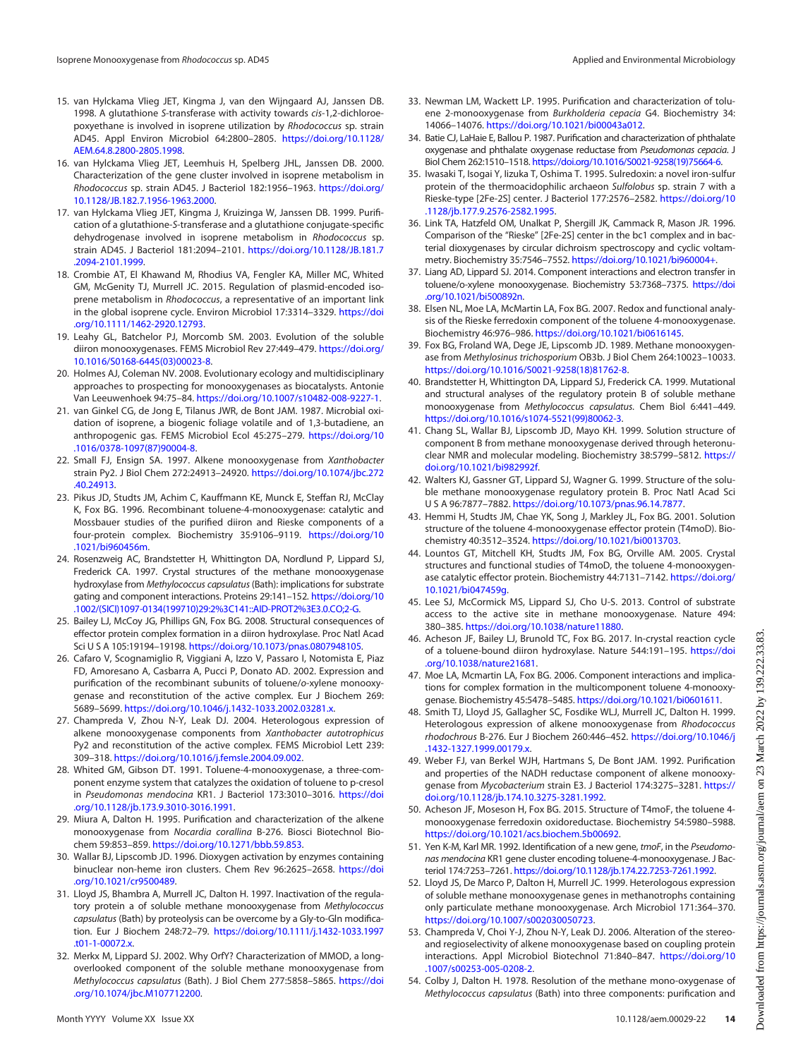15. van Hylckama Vlieg JET, Kingma J, van den Wijngaard AJ, Janssen DB. 1998. A glutathione S-transferase with activity towards *cis*-1,2-dichloroepoxyethane is involved in isoprene utilization by *Rhodococcus* sp. strain AD45. Appl Environ Microbiol 64:2800–2805. https://doi.org/10.1128/AEM.64.8.2800-2805.1998.
16. van Hylckama Vlieg JET, Leemhuis H, Spelberg JHL, Janssen DB. 2000. Characterization of the gene cluster involved in isoprene metabolism in *Rhodococcus* sp. strain AD45. J Bacteriol 182:1956–1963. https://doi.org/10.1128/JB.182.7.1956-1963.2000.
17. van Hylckama Vlieg JET, Kingma J, Kruizinga W, Janssen DB. 1999. Purification of a glutathione-S-transferase and a glutathione conjugate-specific dehydrogenase involved in isoprene metabolism in *Rhodococcus* sp. strain AD45. J Bacteriol 181:2094–2101. https://doi.org/10.1128/JB.181.7.2094-2101.1999.
18. Crombie AT, El Khawand M, Rhodius VA, Fengler KA, Miller MC, Whited GM, McGenity TJ, Murrell JC. 2015. Regulation of plasmid-encoded isoprene metabolism in *Rhodococcus*, a representative of an important link in the global isoprene cycle. Environ Microbiol 17:3314–3329. https://doi.org/10.1111/1462-2920.12793.
19. Leahy GL, Batchelor PJ, Morcomb SM. 2003. Evolution of the soluble diiron monooxygenases. FEMS Microbiol Rev 27:449–479. https://doi.org/10.1016/S0168-6445(03)00023-8.
20. Holmes AJ, Coleman NV. 2008. Evolutionary ecology and multidisciplinary approaches to prospecting for monooxygenases as biocatalysts. Antonie Van Leeuwenhoek 94:75–84. https://doi.org/10.1007/s10482-008-9227-1.
21. van Ginkel CG, de Jong E, Tilanus JWR, de Bont JAM. 1987. Microbial oxidation of isoprene, a biogenic foliage volatile and of 1,3-butadiene, an anthropogenic gas. FEMS Microbiol Ecol 45:275–279. https://doi.org/10.1016/0378-1097(87)90004-8.
22. Small FJ, Ensign SA. 1997. Alkene monooxygenase from *Xanthobacter* strain Py2. J Biol Chem 272:24913–24920. https://doi.org/10.1074/jbc.272.40.24913.
23. Pikus JD, Studts JM, Achim C, Kauffmann KE, Munck E, Steffan RJ, McClay K, Fox BG. 1996. Recombinant toluene-4-monooxygenase: catalytic and Mossbauer studies of the purified diiron and Rieske components of a four-protein complex. Biochemistry 35:9106–9119. https://doi.org/10.1021/bi960456m.
24. Rosenzweig AC, Brandstetter H, Whittington DA, Nordlund P, Lippard SJ, Frederick CA. 1997. Crystal structures of the methane monooxygenase hydroxylase from *Methylococcus capsulatus* (Bath): implications for substrate gating and component interactions. Proteins 29:141–152. https://doi.org/10.1002/(SICI)1097-0134(199710)29:2%3C141::AID-PROT2%3E3.0.CO;2-G.
25. Bailey LJ, McCoy JG, Phillips GN, Fox BG. 2008. Structural consequences of effector protein complex formation in a diiron hydroxylase. Proc Natl Acad Sci U S A 105:19194–19198. https://doi.org/10.1073/pnas.0807948105.
26. Cafaro V, Scognamiglio R, Viggiani A, Izzo V, Passaro I, Notomista E, Piaz FD, Amoresano A, Casbarra A, Pucci P, Donato AD. 2002. Expression and purification of the recombinant subunits of toluene/o-xylene monooxygenase and reconstitution of the active complex. Eur J Biochem 269: 5689–5699. https://doi.org/10.1046/j.1432-1033.2002.03281.x.
27. Champreda V, Zhou N-Y, Leak DJ. 2004. Heterologous expression of alkene monooxygenase components from *Xanthobacter autotrophicus* Py2 and reconstitution of the active complex. FEMS Microbiol Lett 239: 309–318. https://doi.org/10.1016/j.femsle.2004.09.002.
28. Whited GM, Gibson DT. 1991. Toluene-4-monooxygenase, a three-component enzyme system that catalyzes the oxidation of toluene to p-cresol in *Pseudomonas mendocina* KR1. J Bacteriol 173:3010–3016. https://doi.org/10.1128/jb.173.9.3010-3016.1991.
29. Miura A, Dalton H. 1995. Purification and characterization of the alkene monooxygenase from *Nocardia corallina* B-276. Biosci Biotechnol Biochem 59:853–859. https://doi.org/10.1271/bbb.59.853.
30. Wallar BJ, Lipscomb JD. 1996. Dioxygen activation by enzymes containing binuclear non-heme iron clusters. Chem Rev 96:2625–2658. https://doi.org/10.1021/cr9500489.
31. Lloyd JS, Bhambra A, Murrell JC, Dalton H. 1997. Inactivation of the regulatory protein a of soluble methane monooxygenase from *Methylococcus capsulatus* (Bath) by proteolysis can be overcome by a Gly-to-Gln modification. Eur J Biochem 248:72–79. https://doi.org/10.1111/j.1432-1033.1997.t01-1-00072.x.
32. Merkx M, Lippard SJ. 2002. Why OrfY? Characterization of MMOD, a long-overlooked component of the soluble methane monooxygenase from *Methylococcus capsulatus* (Bath). J Biol Chem 277:5858–5865. https://doi.org/10.1074/jbc.M107712200.
33. Newman LM, Wackett LP. 1995. Purification and characterization of toluene 2-monooxygenase from *Burkholderia cepacia* G4. Biochemistry 34: 14066–14076. https://doi.org/10.1021/bi00043a012.
34. Batie CJ, LaHaie E, Ballou P. 1987. Purification and characterization of phthalate oxygenase and phthalate oxygenase reductase from *Pseudomonas cepacia*. J Biol Chem 262:1510–1518. https://doi.org/10.1016/S0021-9258(19)75664-6.
35. Iwasaki T, Isogai Y, Iizuka T, Oshima T. 1995. Sulredoxin: a novel iron-sulfur protein of the thermoacidophilic archaeon *Sulfolobus* sp. strain 7 with a Rieske-type [2Fe-2S] center. J Bacteriol 177:2576–2582. https://doi.org/10.1128/jb.177.9.2576-2582.1995.
36. Link TA, Hatzfeld OM, Unalkat P, Shergill JK, Cammack R, Mason JR. 1996. Comparison of the "Rieske" [2Fe-2S] center in the bc1 complex and in bacterial dioxygenases by circular dichroism spectroscopy and cyclic voltammetry. Biochemistry 35:7546–7552. https://doi.org/10.1021/bi960004+.
37. Liang AD, Lippard SJ. 2014. Component interactions and electron transfer in toluene/o-xylene monooxygenase. Biochemistry 53:7368–7375. https://doi.org/10.1021/bi500892n.
38. Elsen NL, Moe LA, McMartin LA, Fox BG. 2007. Redox and functional analysis of the Rieske ferredoxin component of the toluene 4-monooxygenase. Biochemistry 46:976–986. https://doi.org/10.1021/bi0616145.
39. Fox BG, Froland WA, Dege JE, Lipscomb JD. 1989. Methane monooxygenase from *Methylosinus trichosporium* OB3b. J Biol Chem 264:10023–10033. https://doi.org/10.1016/S0021-9258(18)81762-8.
40. Brandstetter H, Whittington DA, Lippard SJ, Frederick CA. 1999. Mutational and structural analyses of the regulatory protein B of soluble methane monooxygenase from *Methylococcus capsulatus*. Chem Biol 6:441–449. https://doi.org/10.1016/s1074-5521(99)80062-3.
41. Chang SL, Wallar BJ, Lipscomb JD, Mayo KH. 1999. Solution structure of component B from methane monooxygenase derived through heteronuclear NMR and molecular modeling. Biochemistry 38:5799–5812. https://doi.org/10.1021/bi982992f.
42. Walters KJ, Gassner GT, Lippard SJ, Wagner G. 1999. Structure of the soluble methane monooxygenase regulatory protein B. Proc Natl Acad Sci U S A 96:7877–7882. https://doi.org/10.1073/pnas.96.14.7877.
43. Hemmi H, Studts JM, Chae YK, Song J, Markley JL, Fox BG. 2001. Solution structure of the toluene 4-monooxygenase effector protein (T4moD). Biochemistry 40:3512–3524. https://doi.org/10.1021/bi0013703.
44. Lountos GT, Mitchell KH, Studts JM, Fox BG, Orville AM. 2005. Crystal structures and functional studies of T4moD, the toluene 4-monooxygenase catalytic effector protein. Biochemistry 44:7131–7142. https://doi.org/10.1021/bi047459g.
45. Lee SJ, McCormick MS, Lippard SJ, Cho U-S. 2013. Control of substrate access to the active site in methane monooxygenase. Nature 494: 380–385. https://doi.org/10.1038/nature11880.
46. Acheson JF, Bailey LJ, Brunold TC, Fox BG. 2017. In-crystal reaction cycle of a toluene-bound diiron hydroxylase. Nature 544:191–195. https://doi.org/10.1038/nature21681.
47. Moe LA, Mcmartin LA, Fox BG. 2006. Component interactions and implications for complex formation in the multicomponent toluene 4-monooxygenase. Biochemistry 45:5478–5485. https://doi.org/10.1021/bi0601611.
48. Smith TJ, Lloyd JS, Gallagher SC, Fosdike WLJ, Murrell JC, Dalton H. 1999. Heterologous expression of alkene monooxygenase from *Rhodococcus rhodochrous* B-276. Eur J Biochem 260:446–452. https://doi.org/10.1046/j.1432-1327.1999.00179.x.
49. Weber FJ, van Berkel WJH, Hartmans S, De Bont JAM. 1992. Purification and properties of the NADH reductase component of alkene monooxygenase from *Mycobacterium* strain E3. J Bacteriol 174:3275–3281. https://doi.org/10.1128/jb.174.10.3275-3281.1992.
50. Acheson JF, Moseson H, Fox BG. 2015. Structure of T4moF, the toluene 4-monooxygenase ferredoxin oxidoreductase. Biochemistry 54:5980–5988. https://doi.org/10.1021/acs.biochem.5b00692.
51. Yen K-M, Karl MR. 1992. Identification of a new gene, *tmoF*, in the *Pseudomonas mendocina* KR1 gene cluster encoding toluene-4-monooxygenase. J Bacteriol 174:7253–7261. https://doi.org/10.1128/jb.174.22.7253-7261.1992.
52. Lloyd JS, De Marco P, Dalton H, Murrell JC. 1999. Heterologous expression of soluble methane monooxygenase genes in methanotrophs containing only particulate methane monooxygenase. Arch Microbiol 171:364–370. https://doi.org/10.1007/s002030050723.
53. Champreda V, Choi Y-J, Zhou N-Y, Leak DJ. 2006. Alteration of the stereo- and regioselectivity of alkene monooxygenase based on coupling protein interactions. Appl Microbiol Biotechnol 71:840–847. https://doi.org/10.1007/s00253-005-0208-2.
54. Colby J, Dalton H. 1978. Resolution of the methane mono-oxygenase of *Methylococcus capsulatus* (Bath) into three components: purification and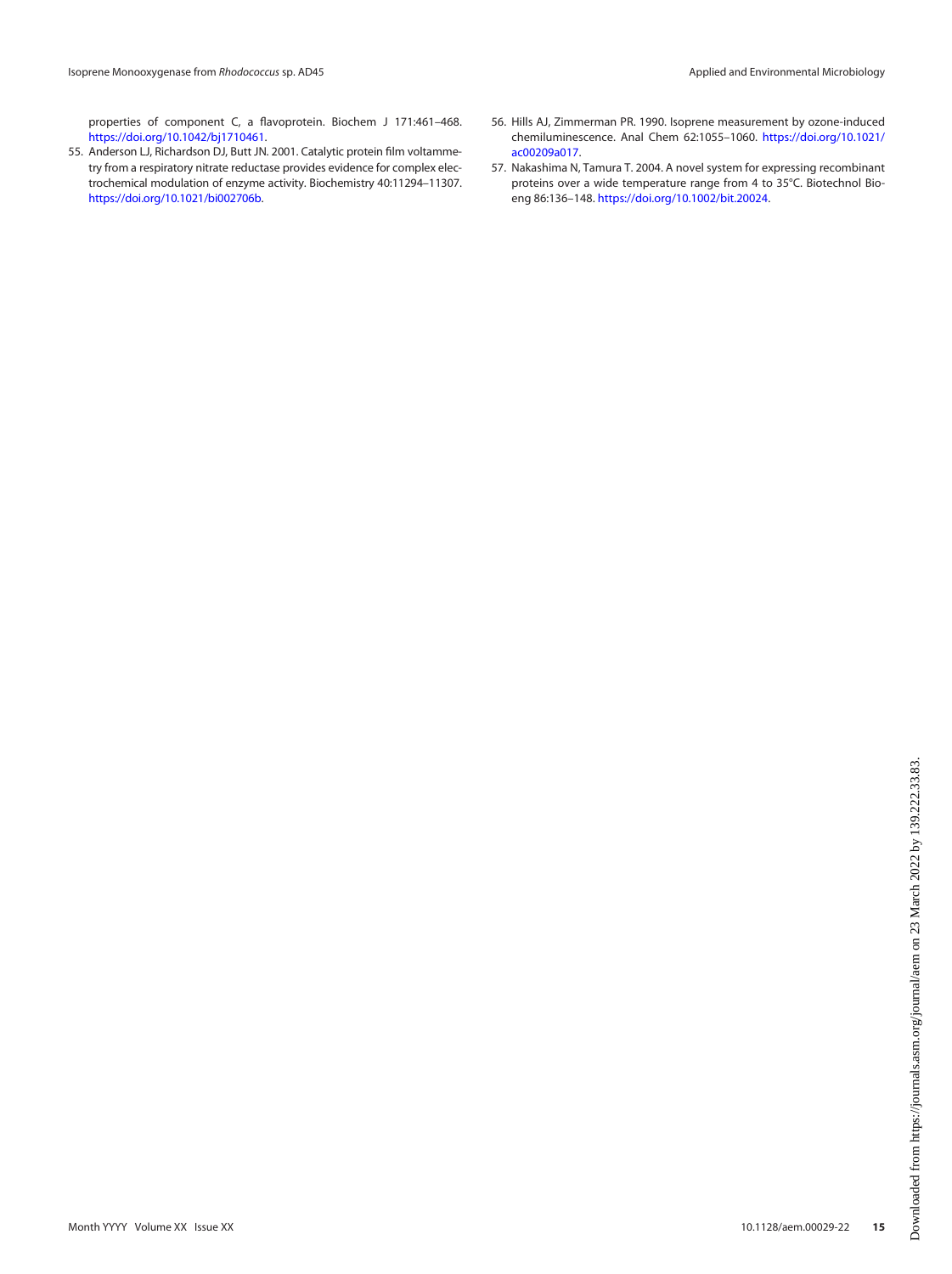properties of component C, a flavoprotein. Biochem J 171:461–468. https://doi.org/10.1042/bj1710461.

55. Anderson LJ, Richardson DJ, Butt JN. 2001. Catalytic protein film voltammetry from a respiratory nitrate reductase provides evidence for complex electrochemical modulation of enzyme activity. Biochemistry 40:11294–11307. https://doi.org/10.1021/bi002706b.

56. Hills AJ, Zimmerman PR. 1990. Isoprene measurement by ozone-induced chemiluminescence. Anal Chem 62:1055–1060. https://doi.org/10.1021/ac00209a017.

57. Nakashima N, Tamura T. 2004. A novel system for expressing recombinant proteins over a wide temperature range from 4 to 35°C. Biotechnol Bioeng 86:136–148. https://doi.org/10.1002/bit.20024.